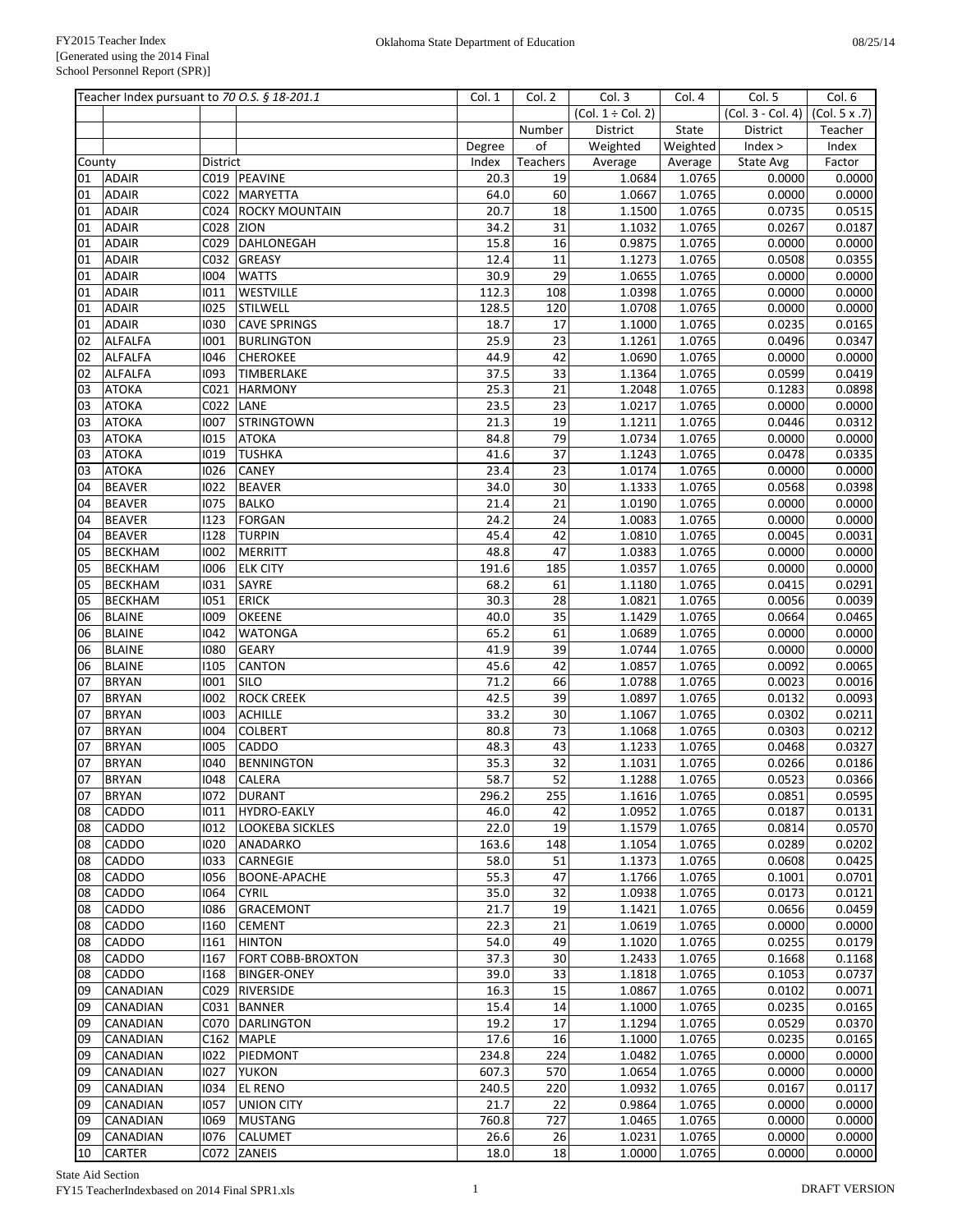FY2015 Teacher Index
[Generated using the 2014 Final School Personnel Report (SPR)]

Oklahoma State Department of Education

08/25/14

| Teacher Index pursuant to *70 O.S. § 18-201.1* | | | | Col. 1 | Col. 2 | Col. 3 | Col. 4 | Col. 5 | Col. 6 |
|---|---|---|---|---|---|---|---|---|---|
| | | | | | | (Col. 1 ÷ Col. 2) | | (Col. 3 - Col. 4) | (Col. 5 x .7) |
| | | | | | Number | District | State | District | Teacher |
| | | | | Degree | of | Weighted | Weighted | Index > | Index |
| County | | District | | Index | Teachers | Average | Average | State Avg | Factor |
| 01 | ADAIR | C019 | PEAVINE | 20.3 | 19 | 1.0684 | 1.0765 | 0.0000 | 0.0000 |
| 01 | ADAIR | C022 | MARYETTA | 64.0 | 60 | 1.0667 | 1.0765 | 0.0000 | 0.0000 |
| 01 | ADAIR | C024 | ROCKY MOUNTAIN | 20.7 | 18 | 1.1500 | 1.0765 | 0.0735 | 0.0515 |
| 01 | ADAIR | C028 | ZION | 34.2 | 31 | 1.1032 | 1.0765 | 0.0267 | 0.0187 |
| 01 | ADAIR | C029 | DAHLONEGAH | 15.8 | 16 | 0.9875 | 1.0765 | 0.0000 | 0.0000 |
| 01 | ADAIR | C032 | GREASY | 12.4 | 11 | 1.1273 | 1.0765 | 0.0508 | 0.0355 |
| 01 | ADAIR | I004 | WATTS | 30.9 | 29 | 1.0655 | 1.0765 | 0.0000 | 0.0000 |
| 01 | ADAIR | I011 | WESTVILLE | 112.3 | 108 | 1.0398 | 1.0765 | 0.0000 | 0.0000 |
| 01 | ADAIR | I025 | STILWELL | 128.5 | 120 | 1.0708 | 1.0765 | 0.0000 | 0.0000 |
| 01 | ADAIR | I030 | CAVE SPRINGS | 18.7 | 17 | 1.1000 | 1.0765 | 0.0235 | 0.0165 |
| 02 | ALFALFA | I001 | BURLINGTON | 25.9 | 23 | 1.1261 | 1.0765 | 0.0496 | 0.0347 |
| 02 | ALFALFA | I046 | CHEROKEE | 44.9 | 42 | 1.0690 | 1.0765 | 0.0000 | 0.0000 |
| 02 | ALFALFA | I093 | TIMBERLAKE | 37.5 | 33 | 1.1364 | 1.0765 | 0.0599 | 0.0419 |
| 03 | ATOKA | C021 | HARMONY | 25.3 | 21 | 1.2048 | 1.0765 | 0.1283 | 0.0898 |
| 03 | ATOKA | C022 | LANE | 23.5 | 23 | 1.0217 | 1.0765 | 0.0000 | 0.0000 |
| 03 | ATOKA | I007 | STRINGTOWN | 21.3 | 19 | 1.1211 | 1.0765 | 0.0446 | 0.0312 |
| 03 | ATOKA | I015 | ATOKA | 84.8 | 79 | 1.0734 | 1.0765 | 0.0000 | 0.0000 |
| 03 | ATOKA | I019 | TUSHKA | 41.6 | 37 | 1.1243 | 1.0765 | 0.0478 | 0.0335 |
| 03 | ATOKA | I026 | CANEY | 23.4 | 23 | 1.0174 | 1.0765 | 0.0000 | 0.0000 |
| 04 | BEAVER | I022 | BEAVER | 34.0 | 30 | 1.1333 | 1.0765 | 0.0568 | 0.0398 |
| 04 | BEAVER | I075 | BALKO | 21.4 | 21 | 1.0190 | 1.0765 | 0.0000 | 0.0000 |
| 04 | BEAVER | I123 | FORGAN | 24.2 | 24 | 1.0083 | 1.0765 | 0.0000 | 0.0000 |
| 04 | BEAVER | I128 | TURPIN | 45.4 | 42 | 1.0810 | 1.0765 | 0.0045 | 0.0031 |
| 05 | BECKHAM | I002 | MERRITT | 48.8 | 47 | 1.0383 | 1.0765 | 0.0000 | 0.0000 |
| 05 | BECKHAM | I006 | ELK CITY | 191.6 | 185 | 1.0357 | 1.0765 | 0.0000 | 0.0000 |
| 05 | BECKHAM | I031 | SAYRE | 68.2 | 61 | 1.1180 | 1.0765 | 0.0415 | 0.0291 |
| 05 | BECKHAM | I051 | ERICK | 30.3 | 28 | 1.0821 | 1.0765 | 0.0056 | 0.0039 |
| 06 | BLAINE | I009 | OKEENE | 40.0 | 35 | 1.1429 | 1.0765 | 0.0664 | 0.0465 |
| 06 | BLAINE | I042 | WATONGA | 65.2 | 61 | 1.0689 | 1.0765 | 0.0000 | 0.0000 |
| 06 | BLAINE | I080 | GEARY | 41.9 | 39 | 1.0744 | 1.0765 | 0.0000 | 0.0000 |
| 06 | BLAINE | I105 | CANTON | 45.6 | 42 | 1.0857 | 1.0765 | 0.0092 | 0.0065 |
| 07 | BRYAN | I001 | SILO | 71.2 | 66 | 1.0788 | 1.0765 | 0.0023 | 0.0016 |
| 07 | BRYAN | I002 | ROCK CREEK | 42.5 | 39 | 1.0897 | 1.0765 | 0.0132 | 0.0093 |
| 07 | BRYAN | I003 | ACHILLE | 33.2 | 30 | 1.1067 | 1.0765 | 0.0302 | 0.0211 |
| 07 | BRYAN | I004 | COLBERT | 80.8 | 73 | 1.1068 | 1.0765 | 0.0303 | 0.0212 |
| 07 | BRYAN | I005 | CADDO | 48.3 | 43 | 1.1233 | 1.0765 | 0.0468 | 0.0327 |
| 07 | BRYAN | I040 | BENNINGTON | 35.3 | 32 | 1.1031 | 1.0765 | 0.0266 | 0.0186 |
| 07 | BRYAN | I048 | CALERA | 58.7 | 52 | 1.1288 | 1.0765 | 0.0523 | 0.0366 |
| 07 | BRYAN | I072 | DURANT | 296.2 | 255 | 1.1616 | 1.0765 | 0.0851 | 0.0595 |
| 08 | CADDO | I011 | HYDRO-EAKLY | 46.0 | 42 | 1.0952 | 1.0765 | 0.0187 | 0.0131 |
| 08 | CADDO | I012 | LOOKEBA SICKLES | 22.0 | 19 | 1.1579 | 1.0765 | 0.0814 | 0.0570 |
| 08 | CADDO | I020 | ANADARKO | 163.6 | 148 | 1.1054 | 1.0765 | 0.0289 | 0.0202 |
| 08 | CADDO | I033 | CARNEGIE | 58.0 | 51 | 1.1373 | 1.0765 | 0.0608 | 0.0425 |
| 08 | CADDO | I056 | BOONE-APACHE | 55.3 | 47 | 1.1766 | 1.0765 | 0.1001 | 0.0701 |
| 08 | CADDO | I064 | CYRIL | 35.0 | 32 | 1.0938 | 1.0765 | 0.0173 | 0.0121 |
| 08 | CADDO | I086 | GRACEMONT | 21.7 | 19 | 1.1421 | 1.0765 | 0.0656 | 0.0459 |
| 08 | CADDO | I160 | CEMENT | 22.3 | 21 | 1.0619 | 1.0765 | 0.0000 | 0.0000 |
| 08 | CADDO | I161 | HINTON | 54.0 | 49 | 1.1020 | 1.0765 | 0.0255 | 0.0179 |
| 08 | CADDO | I167 | FORT COBB-BROXTON | 37.3 | 30 | 1.2433 | 1.0765 | 0.1668 | 0.1168 |
| 08 | CADDO | I168 | BINGER-ONEY | 39.0 | 33 | 1.1818 | 1.0765 | 0.1053 | 0.0737 |
| 09 | CANADIAN | C029 | RIVERSIDE | 16.3 | 15 | 1.0867 | 1.0765 | 0.0102 | 0.0071 |
| 09 | CANADIAN | C031 | BANNER | 15.4 | 14 | 1.1000 | 1.0765 | 0.0235 | 0.0165 |
| 09 | CANADIAN | C070 | DARLINGTON | 19.2 | 17 | 1.1294 | 1.0765 | 0.0529 | 0.0370 |
| 09 | CANADIAN | C162 | MAPLE | 17.6 | 16 | 1.1000 | 1.0765 | 0.0235 | 0.0165 |
| 09 | CANADIAN | I022 | PIEDMONT | 234.8 | 224 | 1.0482 | 1.0765 | 0.0000 | 0.0000 |
| 09 | CANADIAN | I027 | YUKON | 607.3 | 570 | 1.0654 | 1.0765 | 0.0000 | 0.0000 |
| 09 | CANADIAN | I034 | EL RENO | 240.5 | 220 | 1.0932 | 1.0765 | 0.0167 | 0.0117 |
| 09 | CANADIAN | I057 | UNION CITY | 21.7 | 22 | 0.9864 | 1.0765 | 0.0000 | 0.0000 |
| 09 | CANADIAN | I069 | MUSTANG | 760.8 | 727 | 1.0465 | 1.0765 | 0.0000 | 0.0000 |
| 09 | CANADIAN | I076 | CALUMET | 26.6 | 26 | 1.0231 | 1.0765 | 0.0000 | 0.0000 |
| 10 | CARTER | C072 | ZANEIS | 18.0 | 18 | 1.0000 | 1.0765 | 0.0000 | 0.0000 |

State Aid Section
FY15 TeacherIndexbased on 2014 Final SPR1.xls

DRAFT VERSION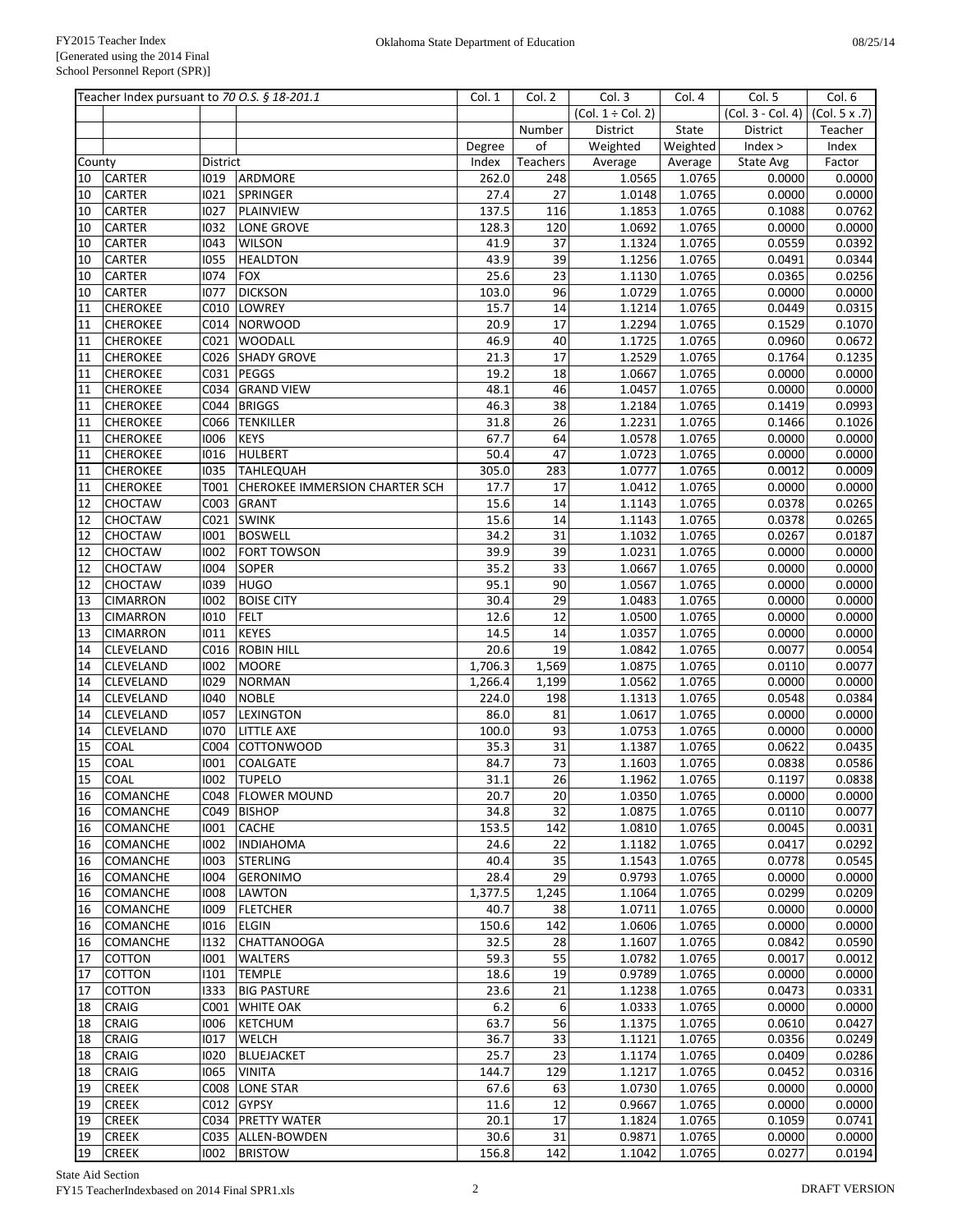| Teacher Index pursuant to *70 O.S. § 18-201.1* | | | | Col. 1 | Col. 2 | Col. 3 | Col. 4 | Col. 5 | Col. 6 |
|---|---|---|---|---|---|---|---|---|---|
| | | | | | | (Col. 1 ÷ Col. 2) | | (Col. 3 - Col. 4) | (Col. 5 x .7) |
| | | | | | Number | District | State | District | Teacher |
| | | | | Degree | of | Weighted | Weighted | Index > | Index |
| County | | District | | Index | Teachers | Average | Average | State Avg | Factor |
| 10 | CARTER | I019 | ARDMORE | 262.0 | 248 | 1.0565 | 1.0765 | 0.0000 | 0.0000 |
| 10 | CARTER | I021 | SPRINGER | 27.4 | 27 | 1.0148 | 1.0765 | 0.0000 | 0.0000 |
| 10 | CARTER | I027 | PLAINVIEW | 137.5 | 116 | 1.1853 | 1.0765 | 0.1088 | 0.0762 |
| 10 | CARTER | I032 | LONE GROVE | 128.3 | 120 | 1.0692 | 1.0765 | 0.0000 | 0.0000 |
| 10 | CARTER | I043 | WILSON | 41.9 | 37 | 1.1324 | 1.0765 | 0.0559 | 0.0392 |
| 10 | CARTER | I055 | HEALDTON | 43.9 | 39 | 1.1256 | 1.0765 | 0.0491 | 0.0344 |
| 10 | CARTER | I074 | FOX | 25.6 | 23 | 1.1130 | 1.0765 | 0.0365 | 0.0256 |
| 10 | CARTER | I077 | DICKSON | 103.0 | 96 | 1.0729 | 1.0765 | 0.0000 | 0.0000 |
| 11 | CHEROKEE | C010 | LOWREY | 15.7 | 14 | 1.1214 | 1.0765 | 0.0449 | 0.0315 |
| 11 | CHEROKEE | C014 | NORWOOD | 20.9 | 17 | 1.2294 | 1.0765 | 0.1529 | 0.1070 |
| 11 | CHEROKEE | C021 | WOODALL | 46.9 | 40 | 1.1725 | 1.0765 | 0.0960 | 0.0672 |
| 11 | CHEROKEE | C026 | SHADY GROVE | 21.3 | 17 | 1.2529 | 1.0765 | 0.1764 | 0.1235 |
| 11 | CHEROKEE | C031 | PEGGS | 19.2 | 18 | 1.0667 | 1.0765 | 0.0000 | 0.0000 |
| 11 | CHEROKEE | C034 | GRAND VIEW | 48.1 | 46 | 1.0457 | 1.0765 | 0.0000 | 0.0000 |
| 11 | CHEROKEE | C044 | BRIGGS | 46.3 | 38 | 1.2184 | 1.0765 | 0.1419 | 0.0993 |
| 11 | CHEROKEE | C066 | TENKILLER | 31.8 | 26 | 1.2231 | 1.0765 | 0.1466 | 0.1026 |
| 11 | CHEROKEE | I006 | KEYS | 67.7 | 64 | 1.0578 | 1.0765 | 0.0000 | 0.0000 |
| 11 | CHEROKEE | I016 | HULBERT | 50.4 | 47 | 1.0723 | 1.0765 | 0.0000 | 0.0000 |
| 11 | CHEROKEE | I035 | TAHLEQUAH | 305.0 | 283 | 1.0777 | 1.0765 | 0.0012 | 0.0009 |
| 11 | CHEROKEE | T001 | CHEROKEE IMMERSION CHARTER SCH | 17.7 | 17 | 1.0412 | 1.0765 | 0.0000 | 0.0000 |
| 12 | CHOCTAW | C003 | GRANT | 15.6 | 14 | 1.1143 | 1.0765 | 0.0378 | 0.0265 |
| 12 | CHOCTAW | C021 | SWINK | 15.6 | 14 | 1.1143 | 1.0765 | 0.0378 | 0.0265 |
| 12 | CHOCTAW | I001 | BOSWELL | 34.2 | 31 | 1.1032 | 1.0765 | 0.0267 | 0.0187 |
| 12 | CHOCTAW | I002 | FORT TOWSON | 39.9 | 39 | 1.0231 | 1.0765 | 0.0000 | 0.0000 |
| 12 | CHOCTAW | I004 | SOPER | 35.2 | 33 | 1.0667 | 1.0765 | 0.0000 | 0.0000 |
| 12 | CHOCTAW | I039 | HUGO | 95.1 | 90 | 1.0567 | 1.0765 | 0.0000 | 0.0000 |
| 13 | CIMARRON | I002 | BOISE CITY | 30.4 | 29 | 1.0483 | 1.0765 | 0.0000 | 0.0000 |
| 13 | CIMARRON | I010 | FELT | 12.6 | 12 | 1.0500 | 1.0765 | 0.0000 | 0.0000 |
| 13 | CIMARRON | I011 | KEYES | 14.5 | 14 | 1.0357 | 1.0765 | 0.0000 | 0.0000 |
| 14 | CLEVELAND | C016 | ROBIN HILL | 20.6 | 19 | 1.0842 | 1.0765 | 0.0077 | 0.0054 |
| 14 | CLEVELAND | I002 | MOORE | 1,706.3 | 1,569 | 1.0875 | 1.0765 | 0.0110 | 0.0077 |
| 14 | CLEVELAND | I029 | NORMAN | 1,266.4 | 1,199 | 1.0562 | 1.0765 | 0.0000 | 0.0000 |
| 14 | CLEVELAND | I040 | NOBLE | 224.0 | 198 | 1.1313 | 1.0765 | 0.0548 | 0.0384 |
| 14 | CLEVELAND | I057 | LEXINGTON | 86.0 | 81 | 1.0617 | 1.0765 | 0.0000 | 0.0000 |
| 14 | CLEVELAND | I070 | LITTLE AXE | 100.0 | 93 | 1.0753 | 1.0765 | 0.0000 | 0.0000 |
| 15 | COAL | C004 | COTTONWOOD | 35.3 | 31 | 1.1387 | 1.0765 | 0.0622 | 0.0435 |
| 15 | COAL | I001 | COALGATE | 84.7 | 73 | 1.1603 | 1.0765 | 0.0838 | 0.0586 |
| 15 | COAL | I002 | TUPELO | 31.1 | 26 | 1.1962 | 1.0765 | 0.1197 | 0.0838 |
| 16 | COMANCHE | C048 | FLOWER MOUND | 20.7 | 20 | 1.0350 | 1.0765 | 0.0000 | 0.0000 |
| 16 | COMANCHE | C049 | BISHOP | 34.8 | 32 | 1.0875 | 1.0765 | 0.0110 | 0.0077 |
| 16 | COMANCHE | I001 | CACHE | 153.5 | 142 | 1.0810 | 1.0765 | 0.0045 | 0.0031 |
| 16 | COMANCHE | I002 | INDIAHOMA | 24.6 | 22 | 1.1182 | 1.0765 | 0.0417 | 0.0292 |
| 16 | COMANCHE | I003 | STERLING | 40.4 | 35 | 1.1543 | 1.0765 | 0.0778 | 0.0545 |
| 16 | COMANCHE | I004 | GERONIMO | 28.4 | 29 | 0.9793 | 1.0765 | 0.0000 | 0.0000 |
| 16 | COMANCHE | I008 | LAWTON | 1,377.5 | 1,245 | 1.1064 | 1.0765 | 0.0299 | 0.0209 |
| 16 | COMANCHE | I009 | FLETCHER | 40.7 | 38 | 1.0711 | 1.0765 | 0.0000 | 0.0000 |
| 16 | COMANCHE | I016 | ELGIN | 150.6 | 142 | 1.0606 | 1.0765 | 0.0000 | 0.0000 |
| 16 | COMANCHE | I132 | CHATTANOOGA | 32.5 | 28 | 1.1607 | 1.0765 | 0.0842 | 0.0590 |
| 17 | COTTON | I001 | WALTERS | 59.3 | 55 | 1.0782 | 1.0765 | 0.0017 | 0.0012 |
| 17 | COTTON | I101 | TEMPLE | 18.6 | 19 | 0.9789 | 1.0765 | 0.0000 | 0.0000 |
| 17 | COTTON | I333 | BIG PASTURE | 23.6 | 21 | 1.1238 | 1.0765 | 0.0473 | 0.0331 |
| 18 | CRAIG | C001 | WHITE OAK | 6.2 | 6 | 1.0333 | 1.0765 | 0.0000 | 0.0000 |
| 18 | CRAIG | I006 | KETCHUM | 63.7 | 56 | 1.1375 | 1.0765 | 0.0610 | 0.0427 |
| 18 | CRAIG | I017 | WELCH | 36.7 | 33 | 1.1121 | 1.0765 | 0.0356 | 0.0249 |
| 18 | CRAIG | I020 | BLUEJACKET | 25.7 | 23 | 1.1174 | 1.0765 | 0.0409 | 0.0286 |
| 18 | CRAIG | I065 | VINITA | 144.7 | 129 | 1.1217 | 1.0765 | 0.0452 | 0.0316 |
| 19 | CREEK | C008 | LONE STAR | 67.6 | 63 | 1.0730 | 1.0765 | 0.0000 | 0.0000 |
| 19 | CREEK | C012 | GYPSY | 11.6 | 12 | 0.9667 | 1.0765 | 0.0000 | 0.0000 |
| 19 | CREEK | C034 | PRETTY WATER | 20.1 | 17 | 1.1824 | 1.0765 | 0.1059 | 0.0741 |
| 19 | CREEK | C035 | ALLEN-BOWDEN | 30.6 | 31 | 0.9871 | 1.0765 | 0.0000 | 0.0000 |
| 19 | CREEK | I002 | BRISTOW | 156.8 | 142 | 1.1042 | 1.0765 | 0.0277 | 0.0194 |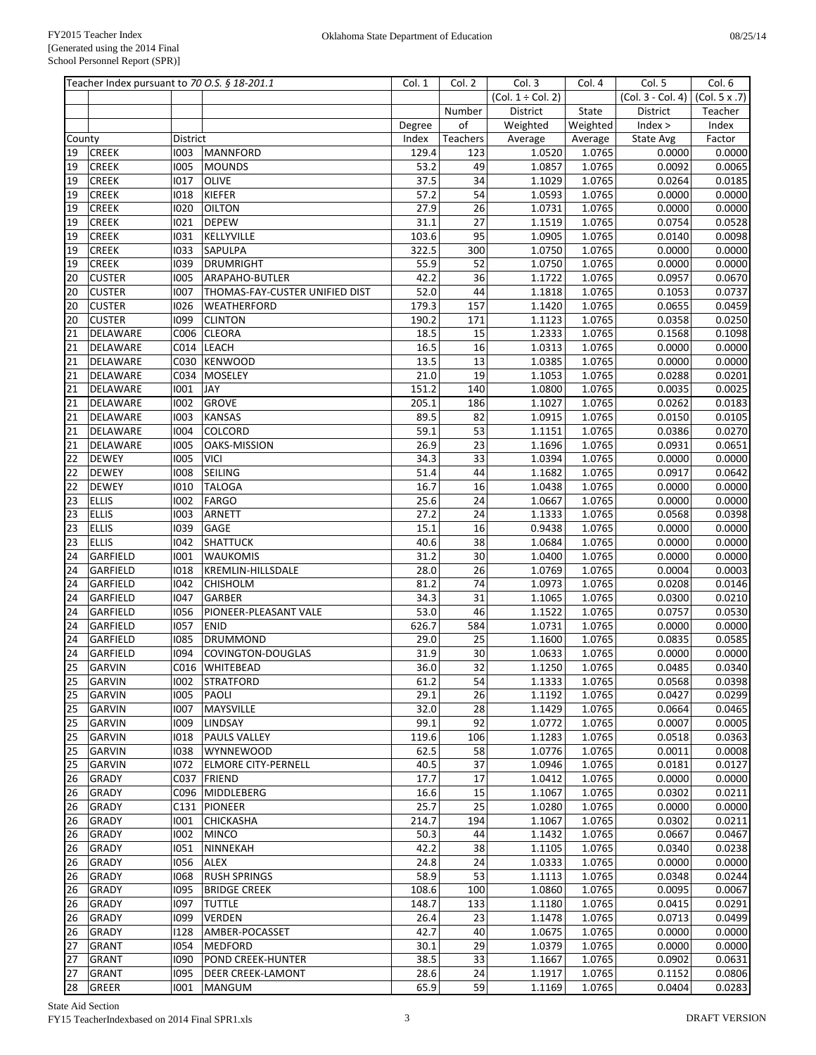| Teacher Index pursuant to *70 O.S. § 18-201.1* | | | | Col. 1 | Col. 2 | Col. 3 | Col. 4 | Col. 5 | Col. 6 |
|---|---|---|---|---|---|---|---|---|---|
| | | | | | | (Col. 1 ÷ Col. 2) | | (Col. 3 - Col. 4) | (Col. 5 x .7) |
| | | | | | Number | District | State | District | Teacher |
| | | | | Degree | of | Weighted | Weighted | Index > | Index |
| County | | District | | Index | Teachers | Average | Average | State Avg | Factor |
| 19 | CREEK | I003 | MANNFORD | 129.4 | 123 | 1.0520 | 1.0765 | 0.0000 | 0.0000 |
| 19 | CREEK | I005 | MOUNDS | 53.2 | 49 | 1.0857 | 1.0765 | 0.0092 | 0.0065 |
| 19 | CREEK | I017 | OLIVE | 37.5 | 34 | 1.1029 | 1.0765 | 0.0264 | 0.0185 |
| 19 | CREEK | I018 | KIEFER | 57.2 | 54 | 1.0593 | 1.0765 | 0.0000 | 0.0000 |
| 19 | CREEK | I020 | OILTON | 27.9 | 26 | 1.0731 | 1.0765 | 0.0000 | 0.0000 |
| 19 | CREEK | I021 | DEPEW | 31.1 | 27 | 1.1519 | 1.0765 | 0.0754 | 0.0528 |
| 19 | CREEK | I031 | KELLYVILLE | 103.6 | 95 | 1.0905 | 1.0765 | 0.0140 | 0.0098 |
| 19 | CREEK | I033 | SAPULPA | 322.5 | 300 | 1.0750 | 1.0765 | 0.0000 | 0.0000 |
| 19 | CREEK | I039 | DRUMRIGHT | 55.9 | 52 | 1.0750 | 1.0765 | 0.0000 | 0.0000 |
| 20 | CUSTER | I005 | ARAPAHO-BUTLER | 42.2 | 36 | 1.1722 | 1.0765 | 0.0957 | 0.0670 |
| 20 | CUSTER | I007 | THOMAS-FAY-CUSTER UNIFIED DIST | 52.0 | 44 | 1.1818 | 1.0765 | 0.1053 | 0.0737 |
| 20 | CUSTER | I026 | WEATHERFORD | 179.3 | 157 | 1.1420 | 1.0765 | 0.0655 | 0.0459 |
| 20 | CUSTER | I099 | CLINTON | 190.2 | 171 | 1.1123 | 1.0765 | 0.0358 | 0.0250 |
| 21 | DELAWARE | C006 | CLEORA | 18.5 | 15 | 1.2333 | 1.0765 | 0.1568 | 0.1098 |
| 21 | DELAWARE | C014 | LEACH | 16.5 | 16 | 1.0313 | 1.0765 | 0.0000 | 0.0000 |
| 21 | DELAWARE | C030 | KENWOOD | 13.5 | 13 | 1.0385 | 1.0765 | 0.0000 | 0.0000 |
| 21 | DELAWARE | C034 | MOSELEY | 21.0 | 19 | 1.1053 | 1.0765 | 0.0288 | 0.0201 |
| 21 | DELAWARE | I001 | JAY | 151.2 | 140 | 1.0800 | 1.0765 | 0.0035 | 0.0025 |
| 21 | DELAWARE | I002 | GROVE | 205.1 | 186 | 1.1027 | 1.0765 | 0.0262 | 0.0183 |
| 21 | DELAWARE | I003 | KANSAS | 89.5 | 82 | 1.0915 | 1.0765 | 0.0150 | 0.0105 |
| 21 | DELAWARE | I004 | COLCORD | 59.1 | 53 | 1.1151 | 1.0765 | 0.0386 | 0.0270 |
| 21 | DELAWARE | I005 | OAKS-MISSION | 26.9 | 23 | 1.1696 | 1.0765 | 0.0931 | 0.0651 |
| 22 | DEWEY | I005 | VICI | 34.3 | 33 | 1.0394 | 1.0765 | 0.0000 | 0.0000 |
| 22 | DEWEY | I008 | SEILING | 51.4 | 44 | 1.1682 | 1.0765 | 0.0917 | 0.0642 |
| 22 | DEWEY | I010 | TALOGA | 16.7 | 16 | 1.0438 | 1.0765 | 0.0000 | 0.0000 |
| 23 | ELLIS | I002 | FARGO | 25.6 | 24 | 1.0667 | 1.0765 | 0.0000 | 0.0000 |
| 23 | ELLIS | I003 | ARNETT | 27.2 | 24 | 1.1333 | 1.0765 | 0.0568 | 0.0398 |
| 23 | ELLIS | I039 | GAGE | 15.1 | 16 | 0.9438 | 1.0765 | 0.0000 | 0.0000 |
| 23 | ELLIS | I042 | SHATTUCK | 40.6 | 38 | 1.0684 | 1.0765 | 0.0000 | 0.0000 |
| 24 | GARFIELD | I001 | WAUKOMIS | 31.2 | 30 | 1.0400 | 1.0765 | 0.0000 | 0.0000 |
| 24 | GARFIELD | I018 | KREMLIN-HILLSDALE | 28.0 | 26 | 1.0769 | 1.0765 | 0.0004 | 0.0003 |
| 24 | GARFIELD | I042 | CHISHOLM | 81.2 | 74 | 1.0973 | 1.0765 | 0.0208 | 0.0146 |
| 24 | GARFIELD | I047 | GARBER | 34.3 | 31 | 1.1065 | 1.0765 | 0.0300 | 0.0210 |
| 24 | GARFIELD | I056 | PIONEER-PLEASANT VALE | 53.0 | 46 | 1.1522 | 1.0765 | 0.0757 | 0.0530 |
| 24 | GARFIELD | I057 | ENID | 626.7 | 584 | 1.0731 | 1.0765 | 0.0000 | 0.0000 |
| 24 | GARFIELD | I085 | DRUMMOND | 29.0 | 25 | 1.1600 | 1.0765 | 0.0835 | 0.0585 |
| 24 | GARFIELD | I094 | COVINGTON-DOUGLAS | 31.9 | 30 | 1.0633 | 1.0765 | 0.0000 | 0.0000 |
| 25 | GARVIN | C016 | WHITEBEAD | 36.0 | 32 | 1.1250 | 1.0765 | 0.0485 | 0.0340 |
| 25 | GARVIN | I002 | STRATFORD | 61.2 | 54 | 1.1333 | 1.0765 | 0.0568 | 0.0398 |
| 25 | GARVIN | I005 | PAOLI | 29.1 | 26 | 1.1192 | 1.0765 | 0.0427 | 0.0299 |
| 25 | GARVIN | I007 | MAYSVILLE | 32.0 | 28 | 1.1429 | 1.0765 | 0.0664 | 0.0465 |
| 25 | GARVIN | I009 | LINDSAY | 99.1 | 92 | 1.0772 | 1.0765 | 0.0007 | 0.0005 |
| 25 | GARVIN | I018 | PAULS VALLEY | 119.6 | 106 | 1.1283 | 1.0765 | 0.0518 | 0.0363 |
| 25 | GARVIN | I038 | WYNNEWOOD | 62.5 | 58 | 1.0776 | 1.0765 | 0.0011 | 0.0008 |
| 25 | GARVIN | I072 | ELMORE CITY-PERNELL | 40.5 | 37 | 1.0946 | 1.0765 | 0.0181 | 0.0127 |
| 26 | GRADY | C037 | FRIEND | 17.7 | 17 | 1.0412 | 1.0765 | 0.0000 | 0.0000 |
| 26 | GRADY | C096 | MIDDLEBERG | 16.6 | 15 | 1.1067 | 1.0765 | 0.0302 | 0.0211 |
| 26 | GRADY | C131 | PIONEER | 25.7 | 25 | 1.0280 | 1.0765 | 0.0000 | 0.0000 |
| 26 | GRADY | I001 | CHICKASHA | 214.7 | 194 | 1.1067 | 1.0765 | 0.0302 | 0.0211 |
| 26 | GRADY | I002 | MINCO | 50.3 | 44 | 1.1432 | 1.0765 | 0.0667 | 0.0467 |
| 26 | GRADY | I051 | NINNEKAH | 42.2 | 38 | 1.1105 | 1.0765 | 0.0340 | 0.0238 |
| 26 | GRADY | I056 | ALEX | 24.8 | 24 | 1.0333 | 1.0765 | 0.0000 | 0.0000 |
| 26 | GRADY | I068 | RUSH SPRINGS | 58.9 | 53 | 1.1113 | 1.0765 | 0.0348 | 0.0244 |
| 26 | GRADY | I095 | BRIDGE CREEK | 108.6 | 100 | 1.0860 | 1.0765 | 0.0095 | 0.0067 |
| 26 | GRADY | I097 | TUTTLE | 148.7 | 133 | 1.1180 | 1.0765 | 0.0415 | 0.0291 |
| 26 | GRADY | I099 | VERDEN | 26.4 | 23 | 1.1478 | 1.0765 | 0.0713 | 0.0499 |
| 26 | GRADY | I128 | AMBER-POCASSET | 42.7 | 40 | 1.0675 | 1.0765 | 0.0000 | 0.0000 |
| 27 | GRANT | I054 | MEDFORD | 30.1 | 29 | 1.0379 | 1.0765 | 0.0000 | 0.0000 |
| 27 | GRANT | I090 | POND CREEK-HUNTER | 38.5 | 33 | 1.1667 | 1.0765 | 0.0902 | 0.0631 |
| 27 | GRANT | I095 | DEER CREEK-LAMONT | 28.6 | 24 | 1.1917 | 1.0765 | 0.1152 | 0.0806 |
| 28 | GREER | I001 | MANGUM | 65.9 | 59 | 1.1169 | 1.0765 | 0.0404 | 0.0283 |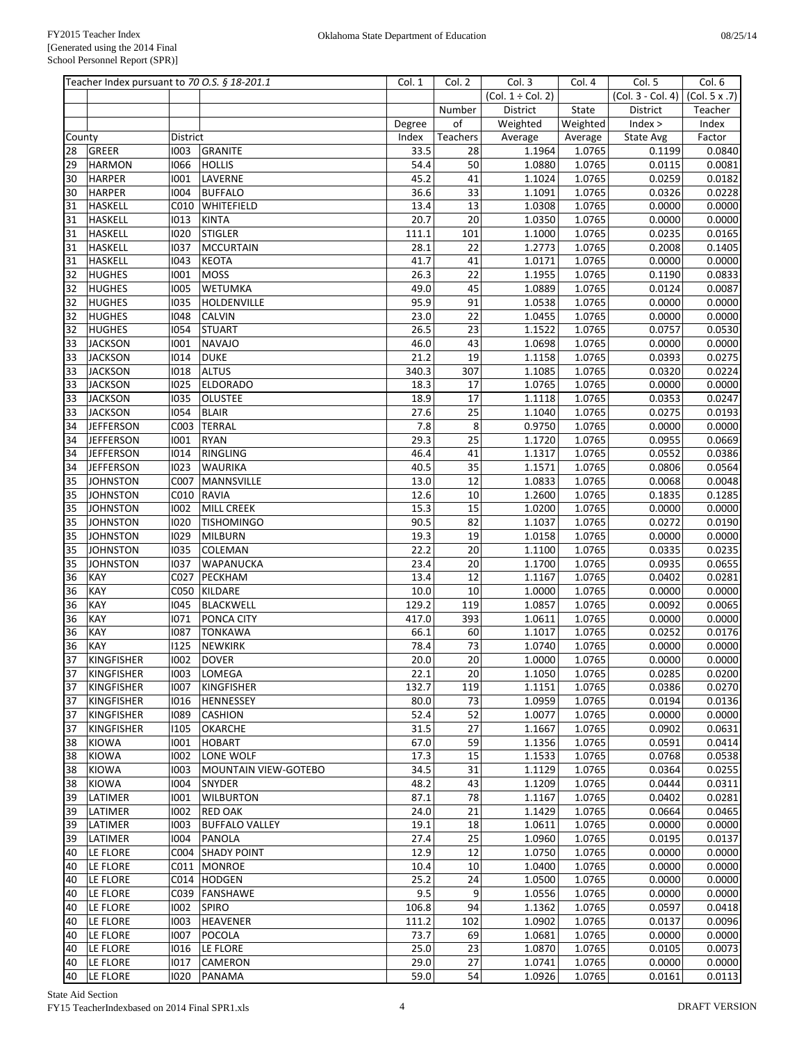| Teacher Index pursuant to *70 O.S. § 18-201.1* | | | | Col. 1 | Col. 2 | Col. 3 | Col. 4 | Col. 5 | Col. 6 |
|---|---|---|---|---|---|---|---|---|---|
| | | | | | | (Col. 1 ÷ Col. 2) | | (Col. 3 - Col. 4) | (Col. 5 x .7) |
| | | | | | Number | District | State | District | Teacher |
| | | | | Degree | of | Weighted | Weighted | Index > | Index |
| County | | District | | Index | Teachers | Average | Average | State Avg | Factor |
| 28 | GREER | I003 | GRANITE | 33.5 | 28 | 1.1964 | 1.0765 | 0.1199 | 0.0840 |
| 29 | HARMON | I066 | HOLLIS | 54.4 | 50 | 1.0880 | 1.0765 | 0.0115 | 0.0081 |
| 30 | HARPER | I001 | LAVERNE | 45.2 | 41 | 1.1024 | 1.0765 | 0.0259 | 0.0182 |
| 30 | HARPER | I004 | BUFFALO | 36.6 | 33 | 1.1091 | 1.0765 | 0.0326 | 0.0228 |
| 31 | HASKELL | C010 | WHITEFIELD | 13.4 | 13 | 1.0308 | 1.0765 | 0.0000 | 0.0000 |
| 31 | HASKELL | I013 | KINTA | 20.7 | 20 | 1.0350 | 1.0765 | 0.0000 | 0.0000 |
| 31 | HASKELL | I020 | STIGLER | 111.1 | 101 | 1.1000 | 1.0765 | 0.0235 | 0.0165 |
| 31 | HASKELL | I037 | MCCURTAIN | 28.1 | 22 | 1.2773 | 1.0765 | 0.2008 | 0.1405 |
| 31 | HASKELL | I043 | KEOTA | 41.7 | 41 | 1.0171 | 1.0765 | 0.0000 | 0.0000 |
| 32 | HUGHES | I001 | MOSS | 26.3 | 22 | 1.1955 | 1.0765 | 0.1190 | 0.0833 |
| 32 | HUGHES | I005 | WETUMKA | 49.0 | 45 | 1.0889 | 1.0765 | 0.0124 | 0.0087 |
| 32 | HUGHES | I035 | HOLDENVILLE | 95.9 | 91 | 1.0538 | 1.0765 | 0.0000 | 0.0000 |
| 32 | HUGHES | I048 | CALVIN | 23.0 | 22 | 1.0455 | 1.0765 | 0.0000 | 0.0000 |
| 32 | HUGHES | I054 | STUART | 26.5 | 23 | 1.1522 | 1.0765 | 0.0757 | 0.0530 |
| 33 | JACKSON | I001 | NAVAJO | 46.0 | 43 | 1.0698 | 1.0765 | 0.0000 | 0.0000 |
| 33 | JACKSON | I014 | DUKE | 21.2 | 19 | 1.1158 | 1.0765 | 0.0393 | 0.0275 |
| 33 | JACKSON | I018 | ALTUS | 340.3 | 307 | 1.1085 | 1.0765 | 0.0320 | 0.0224 |
| 33 | JACKSON | I025 | ELDORADO | 18.3 | 17 | 1.0765 | 1.0765 | 0.0000 | 0.0000 |
| 33 | JACKSON | I035 | OLUSTEE | 18.9 | 17 | 1.1118 | 1.0765 | 0.0353 | 0.0247 |
| 33 | JACKSON | I054 | BLAIR | 27.6 | 25 | 1.1040 | 1.0765 | 0.0275 | 0.0193 |
| 34 | JEFFERSON | C003 | TERRAL | 7.8 | 8 | 0.9750 | 1.0765 | 0.0000 | 0.0000 |
| 34 | JEFFERSON | I001 | RYAN | 29.3 | 25 | 1.1720 | 1.0765 | 0.0955 | 0.0669 |
| 34 | JEFFERSON | I014 | RINGLING | 46.4 | 41 | 1.1317 | 1.0765 | 0.0552 | 0.0386 |
| 34 | JEFFERSON | I023 | WAURIKA | 40.5 | 35 | 1.1571 | 1.0765 | 0.0806 | 0.0564 |
| 35 | JOHNSTON | C007 | MANNSVILLE | 13.0 | 12 | 1.0833 | 1.0765 | 0.0068 | 0.0048 |
| 35 | JOHNSTON | C010 | RAVIA | 12.6 | 10 | 1.2600 | 1.0765 | 0.1835 | 0.1285 |
| 35 | JOHNSTON | I002 | MILL CREEK | 15.3 | 15 | 1.0200 | 1.0765 | 0.0000 | 0.0000 |
| 35 | JOHNSTON | I020 | TISHOMINGO | 90.5 | 82 | 1.1037 | 1.0765 | 0.0272 | 0.0190 |
| 35 | JOHNSTON | I029 | MILBURN | 19.3 | 19 | 1.0158 | 1.0765 | 0.0000 | 0.0000 |
| 35 | JOHNSTON | I035 | COLEMAN | 22.2 | 20 | 1.1100 | 1.0765 | 0.0335 | 0.0235 |
| 35 | JOHNSTON | I037 | WAPANUCKA | 23.4 | 20 | 1.1700 | 1.0765 | 0.0935 | 0.0655 |
| 36 | KAY | C027 | PECKHAM | 13.4 | 12 | 1.1167 | 1.0765 | 0.0402 | 0.0281 |
| 36 | KAY | C050 | KILDARE | 10.0 | 10 | 1.0000 | 1.0765 | 0.0000 | 0.0000 |
| 36 | KAY | I045 | BLACKWELL | 129.2 | 119 | 1.0857 | 1.0765 | 0.0092 | 0.0065 |
| 36 | KAY | I071 | PONCA CITY | 417.0 | 393 | 1.0611 | 1.0765 | 0.0000 | 0.0000 |
| 36 | KAY | I087 | TONKAWA | 66.1 | 60 | 1.1017 | 1.0765 | 0.0252 | 0.0176 |
| 36 | KAY | I125 | NEWKIRK | 78.4 | 73 | 1.0740 | 1.0765 | 0.0000 | 0.0000 |
| 37 | KINGFISHER | I002 | DOVER | 20.0 | 20 | 1.0000 | 1.0765 | 0.0000 | 0.0000 |
| 37 | KINGFISHER | I003 | LOMEGA | 22.1 | 20 | 1.1050 | 1.0765 | 0.0285 | 0.0200 |
| 37 | KINGFISHER | I007 | KINGFISHER | 132.7 | 119 | 1.1151 | 1.0765 | 0.0386 | 0.0270 |
| 37 | KINGFISHER | I016 | HENNESSEY | 80.0 | 73 | 1.0959 | 1.0765 | 0.0194 | 0.0136 |
| 37 | KINGFISHER | I089 | CASHION | 52.4 | 52 | 1.0077 | 1.0765 | 0.0000 | 0.0000 |
| 37 | KINGFISHER | I105 | OKARCHE | 31.5 | 27 | 1.1667 | 1.0765 | 0.0902 | 0.0631 |
| 38 | KIOWA | I001 | HOBART | 67.0 | 59 | 1.1356 | 1.0765 | 0.0591 | 0.0414 |
| 38 | KIOWA | I002 | LONE WOLF | 17.3 | 15 | 1.1533 | 1.0765 | 0.0768 | 0.0538 |
| 38 | KIOWA | I003 | MOUNTAIN VIEW-GOTEBO | 34.5 | 31 | 1.1129 | 1.0765 | 0.0364 | 0.0255 |
| 38 | KIOWA | I004 | SNYDER | 48.2 | 43 | 1.1209 | 1.0765 | 0.0444 | 0.0311 |
| 39 | LATIMER | I001 | WILBURTON | 87.1 | 78 | 1.1167 | 1.0765 | 0.0402 | 0.0281 |
| 39 | LATIMER | I002 | RED OAK | 24.0 | 21 | 1.1429 | 1.0765 | 0.0664 | 0.0465 |
| 39 | LATIMER | I003 | BUFFALO VALLEY | 19.1 | 18 | 1.0611 | 1.0765 | 0.0000 | 0.0000 |
| 39 | LATIMER | I004 | PANOLA | 27.4 | 25 | 1.0960 | 1.0765 | 0.0195 | 0.0137 |
| 40 | LE FLORE | C004 | SHADY POINT | 12.9 | 12 | 1.0750 | 1.0765 | 0.0000 | 0.0000 |
| 40 | LE FLORE | C011 | MONROE | 10.4 | 10 | 1.0400 | 1.0765 | 0.0000 | 0.0000 |
| 40 | LE FLORE | C014 | HODGEN | 25.2 | 24 | 1.0500 | 1.0765 | 0.0000 | 0.0000 |
| 40 | LE FLORE | C039 | FANSHAWE | 9.5 | 9 | 1.0556 | 1.0765 | 0.0000 | 0.0000 |
| 40 | LE FLORE | I002 | SPIRO | 106.8 | 94 | 1.1362 | 1.0765 | 0.0597 | 0.0418 |
| 40 | LE FLORE | I003 | HEAVENER | 111.2 | 102 | 1.0902 | 1.0765 | 0.0137 | 0.0096 |
| 40 | LE FLORE | I007 | POCOLA | 73.7 | 69 | 1.0681 | 1.0765 | 0.0000 | 0.0000 |
| 40 | LE FLORE | I016 | LE FLORE | 25.0 | 23 | 1.0870 | 1.0765 | 0.0105 | 0.0073 |
| 40 | LE FLORE | I017 | CAMERON | 29.0 | 27 | 1.0741 | 1.0765 | 0.0000 | 0.0000 |
| 40 | LE FLORE | I020 | PANAMA | 59.0 | 54 | 1.0926 | 1.0765 | 0.0161 | 0.0113 |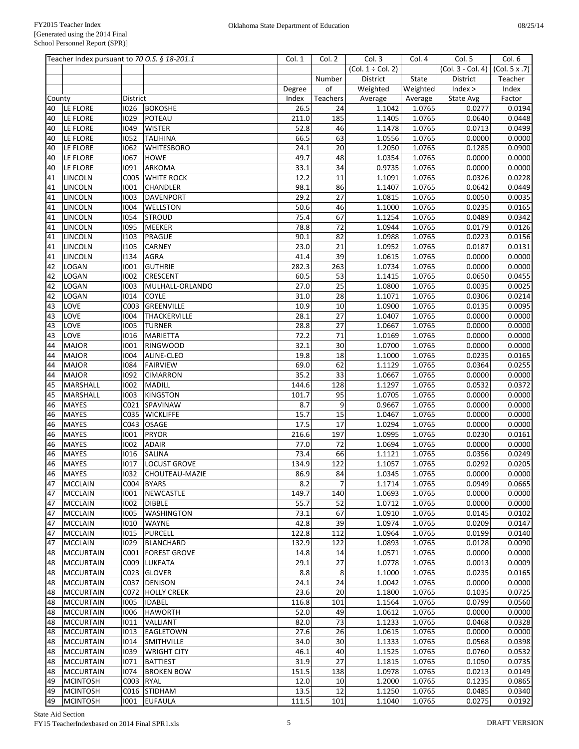| Teacher Index pursuant to *70 O.S. § 18-201.1* | | | | Col. 1 | Col. 2 | Col. 3 | Col. 4 | Col. 5 | Col. 6 |
|---|---|---|---|---|---|---|---|---|---|
| | | | | | | (Col. 1 ÷ Col. 2) | | (Col. 3 - Col. 4) | (Col. 5 x .7) |
| | | | | | Number | District | State | District | Teacher |
| | | | | Degree | of | Weighted | Weighted | Index > | Index |
| County | | District | | Index | Teachers | Average | Average | State Avg | Factor |
| 40 | LE FLORE | I026 | BOKOSHE | 26.5 | 24 | 1.1042 | 1.0765 | 0.0277 | 0.0194 |
| 40 | LE FLORE | I029 | POTEAU | 211.0 | 185 | 1.1405 | 1.0765 | 0.0640 | 0.0448 |
| 40 | LE FLORE | I049 | WISTER | 52.8 | 46 | 1.1478 | 1.0765 | 0.0713 | 0.0499 |
| 40 | LE FLORE | I052 | TALIHINA | 66.5 | 63 | 1.0556 | 1.0765 | 0.0000 | 0.0000 |
| 40 | LE FLORE | I062 | WHITESBORO | 24.1 | 20 | 1.2050 | 1.0765 | 0.1285 | 0.0900 |
| 40 | LE FLORE | I067 | HOWE | 49.7 | 48 | 1.0354 | 1.0765 | 0.0000 | 0.0000 |
| 40 | LE FLORE | I091 | ARKOMA | 33.1 | 34 | 0.9735 | 1.0765 | 0.0000 | 0.0000 |
| 41 | LINCOLN | C005 | WHITE ROCK | 12.2 | 11 | 1.1091 | 1.0765 | 0.0326 | 0.0228 |
| 41 | LINCOLN | I001 | CHANDLER | 98.1 | 86 | 1.1407 | 1.0765 | 0.0642 | 0.0449 |
| 41 | LINCOLN | I003 | DAVENPORT | 29.2 | 27 | 1.0815 | 1.0765 | 0.0050 | 0.0035 |
| 41 | LINCOLN | I004 | WELLSTON | 50.6 | 46 | 1.1000 | 1.0765 | 0.0235 | 0.0165 |
| 41 | LINCOLN | I054 | STROUD | 75.4 | 67 | 1.1254 | 1.0765 | 0.0489 | 0.0342 |
| 41 | LINCOLN | I095 | MEEKER | 78.8 | 72 | 1.0944 | 1.0765 | 0.0179 | 0.0126 |
| 41 | LINCOLN | I103 | PRAGUE | 90.1 | 82 | 1.0988 | 1.0765 | 0.0223 | 0.0156 |
| 41 | LINCOLN | I105 | CARNEY | 23.0 | 21 | 1.0952 | 1.0765 | 0.0187 | 0.0131 |
| 41 | LINCOLN | I134 | AGRA | 41.4 | 39 | 1.0615 | 1.0765 | 0.0000 | 0.0000 |
| 42 | LOGAN | I001 | GUTHRIE | 282.3 | 263 | 1.0734 | 1.0765 | 0.0000 | 0.0000 |
| 42 | LOGAN | I002 | CRESCENT | 60.5 | 53 | 1.1415 | 1.0765 | 0.0650 | 0.0455 |
| 42 | LOGAN | I003 | MULHALL-ORLANDO | 27.0 | 25 | 1.0800 | 1.0765 | 0.0035 | 0.0025 |
| 42 | LOGAN | I014 | COYLE | 31.0 | 28 | 1.1071 | 1.0765 | 0.0306 | 0.0214 |
| 43 | LOVE | C003 | GREENVILLE | 10.9 | 10 | 1.0900 | 1.0765 | 0.0135 | 0.0095 |
| 43 | LOVE | I004 | THACKERVILLE | 28.1 | 27 | 1.0407 | 1.0765 | 0.0000 | 0.0000 |
| 43 | LOVE | I005 | TURNER | 28.8 | 27 | 1.0667 | 1.0765 | 0.0000 | 0.0000 |
| 43 | LOVE | I016 | MARIETTA | 72.2 | 71 | 1.0169 | 1.0765 | 0.0000 | 0.0000 |
| 44 | MAJOR | I001 | RINGWOOD | 32.1 | 30 | 1.0700 | 1.0765 | 0.0000 | 0.0000 |
| 44 | MAJOR | I004 | ALINE-CLEO | 19.8 | 18 | 1.1000 | 1.0765 | 0.0235 | 0.0165 |
| 44 | MAJOR | I084 | FAIRVIEW | 69.0 | 62 | 1.1129 | 1.0765 | 0.0364 | 0.0255 |
| 44 | MAJOR | I092 | CIMARRON | 35.2 | 33 | 1.0667 | 1.0765 | 0.0000 | 0.0000 |
| 45 | MARSHALL | I002 | MADILL | 144.6 | 128 | 1.1297 | 1.0765 | 0.0532 | 0.0372 |
| 45 | MARSHALL | I003 | KINGSTON | 101.7 | 95 | 1.0705 | 1.0765 | 0.0000 | 0.0000 |
| 46 | MAYES | C021 | SPAVINAW | 8.7 | 9 | 0.9667 | 1.0765 | 0.0000 | 0.0000 |
| 46 | MAYES | C035 | WICKLIFFE | 15.7 | 15 | 1.0467 | 1.0765 | 0.0000 | 0.0000 |
| 46 | MAYES | C043 | OSAGE | 17.5 | 17 | 1.0294 | 1.0765 | 0.0000 | 0.0000 |
| 46 | MAYES | I001 | PRYOR | 216.6 | 197 | 1.0995 | 1.0765 | 0.0230 | 0.0161 |
| 46 | MAYES | I002 | ADAIR | 77.0 | 72 | 1.0694 | 1.0765 | 0.0000 | 0.0000 |
| 46 | MAYES | I016 | SALINA | 73.4 | 66 | 1.1121 | 1.0765 | 0.0356 | 0.0249 |
| 46 | MAYES | I017 | LOCUST GROVE | 134.9 | 122 | 1.1057 | 1.0765 | 0.0292 | 0.0205 |
| 46 | MAYES | I032 | CHOUTEAU-MAZIE | 86.9 | 84 | 1.0345 | 1.0765 | 0.0000 | 0.0000 |
| 47 | MCCLAIN | C004 | BYARS | 8.2 | 7 | 1.1714 | 1.0765 | 0.0949 | 0.0665 |
| 47 | MCCLAIN | I001 | NEWCASTLE | 149.7 | 140 | 1.0693 | 1.0765 | 0.0000 | 0.0000 |
| 47 | MCCLAIN | I002 | DIBBLE | 55.7 | 52 | 1.0712 | 1.0765 | 0.0000 | 0.0000 |
| 47 | MCCLAIN | I005 | WASHINGTON | 73.1 | 67 | 1.0910 | 1.0765 | 0.0145 | 0.0102 |
| 47 | MCCLAIN | I010 | WAYNE | 42.8 | 39 | 1.0974 | 1.0765 | 0.0209 | 0.0147 |
| 47 | MCCLAIN | I015 | PURCELL | 122.8 | 112 | 1.0964 | 1.0765 | 0.0199 | 0.0140 |
| 47 | MCCLAIN | I029 | BLANCHARD | 132.9 | 122 | 1.0893 | 1.0765 | 0.0128 | 0.0090 |
| 48 | MCCURTAIN | C001 | FOREST GROVE | 14.8 | 14 | 1.0571 | 1.0765 | 0.0000 | 0.0000 |
| 48 | MCCURTAIN | C009 | LUKFATA | 29.1 | 27 | 1.0778 | 1.0765 | 0.0013 | 0.0009 |
| 48 | MCCURTAIN | C023 | GLOVER | 8.8 | 8 | 1.1000 | 1.0765 | 0.0235 | 0.0165 |
| 48 | MCCURTAIN | C037 | DENISON | 24.1 | 24 | 1.0042 | 1.0765 | 0.0000 | 0.0000 |
| 48 | MCCURTAIN | C072 | HOLLY CREEK | 23.6 | 20 | 1.1800 | 1.0765 | 0.1035 | 0.0725 |
| 48 | MCCURTAIN | I005 | IDABEL | 116.8 | 101 | 1.1564 | 1.0765 | 0.0799 | 0.0560 |
| 48 | MCCURTAIN | I006 | HAWORTH | 52.0 | 49 | 1.0612 | 1.0765 | 0.0000 | 0.0000 |
| 48 | MCCURTAIN | I011 | VALLIANT | 82.0 | 73 | 1.1233 | 1.0765 | 0.0468 | 0.0328 |
| 48 | MCCURTAIN | I013 | EAGLETOWN | 27.6 | 26 | 1.0615 | 1.0765 | 0.0000 | 0.0000 |
| 48 | MCCURTAIN | I014 | SMITHVILLE | 34.0 | 30 | 1.1333 | 1.0765 | 0.0568 | 0.0398 |
| 48 | MCCURTAIN | I039 | WRIGHT CITY | 46.1 | 40 | 1.1525 | 1.0765 | 0.0760 | 0.0532 |
| 48 | MCCURTAIN | I071 | BATTIEST | 31.9 | 27 | 1.1815 | 1.0765 | 0.1050 | 0.0735 |
| 48 | MCCURTAIN | I074 | BROKEN BOW | 151.5 | 138 | 1.0978 | 1.0765 | 0.0213 | 0.0149 |
| 49 | MCINTOSH | C003 | RYAL | 12.0 | 10 | 1.2000 | 1.0765 | 0.1235 | 0.0865 |
| 49 | MCINTOSH | C016 | STIDHAM | 13.5 | 12 | 1.1250 | 1.0765 | 0.0485 | 0.0340 |
| 49 | MCINTOSH | I001 | EUFAULA | 111.5 | 101 | 1.1040 | 1.0765 | 0.0275 | 0.0192 |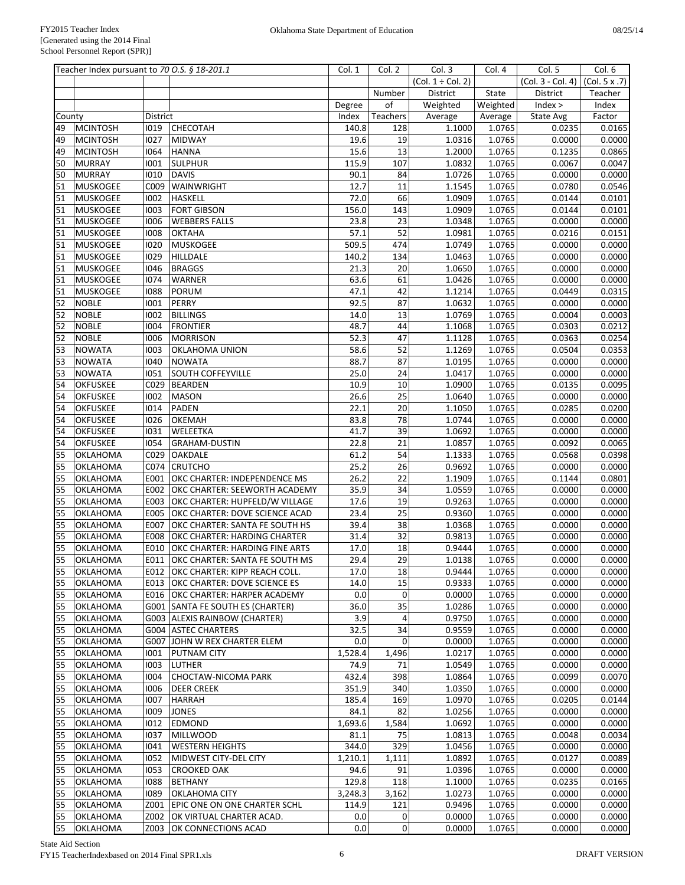| Teacher Index pursuant to *70 O.S. § 18-201.1* | | | | Col. 1 | Col. 2 | Col. 3 | Col. 4 | Col. 5 | Col. 6 |
|---|---|---|---|---|---|---|---|---|---|
| | | | | | | (Col. 1 ÷ Col. 2) | | (Col. 3 - Col. 4) | (Col. 5 x .7) |
| | | | | | Number | District | State | District | Teacher |
| | | | | Degree | of | Weighted | Weighted | Index > | Index |
| County | | District | | Index | Teachers | Average | Average | State Avg | Factor |
| 49 | MCINTOSH | I019 | CHECOTAH | 140.8 | 128 | 1.1000 | 1.0765 | 0.0235 | 0.0165 |
| 49 | MCINTOSH | I027 | MIDWAY | 19.6 | 19 | 1.0316 | 1.0765 | 0.0000 | 0.0000 |
| 49 | MCINTOSH | I064 | HANNA | 15.6 | 13 | 1.2000 | 1.0765 | 0.1235 | 0.0865 |
| 50 | MURRAY | I001 | SULPHUR | 115.9 | 107 | 1.0832 | 1.0765 | 0.0067 | 0.0047 |
| 50 | MURRAY | I010 | DAVIS | 90.1 | 84 | 1.0726 | 1.0765 | 0.0000 | 0.0000 |
| 51 | MUSKOGEE | C009 | WAINWRIGHT | 12.7 | 11 | 1.1545 | 1.0765 | 0.0780 | 0.0546 |
| 51 | MUSKOGEE | I002 | HASKELL | 72.0 | 66 | 1.0909 | 1.0765 | 0.0144 | 0.0101 |
| 51 | MUSKOGEE | I003 | FORT GIBSON | 156.0 | 143 | 1.0909 | 1.0765 | 0.0144 | 0.0101 |
| 51 | MUSKOGEE | I006 | WEBBERS FALLS | 23.8 | 23 | 1.0348 | 1.0765 | 0.0000 | 0.0000 |
| 51 | MUSKOGEE | I008 | OKTAHA | 57.1 | 52 | 1.0981 | 1.0765 | 0.0216 | 0.0151 |
| 51 | MUSKOGEE | I020 | MUSKOGEE | 509.5 | 474 | 1.0749 | 1.0765 | 0.0000 | 0.0000 |
| 51 | MUSKOGEE | I029 | HILLDALE | 140.2 | 134 | 1.0463 | 1.0765 | 0.0000 | 0.0000 |
| 51 | MUSKOGEE | I046 | BRAGGS | 21.3 | 20 | 1.0650 | 1.0765 | 0.0000 | 0.0000 |
| 51 | MUSKOGEE | I074 | WARNER | 63.6 | 61 | 1.0426 | 1.0765 | 0.0000 | 0.0000 |
| 51 | MUSKOGEE | I088 | PORUM | 47.1 | 42 | 1.1214 | 1.0765 | 0.0449 | 0.0315 |
| 52 | NOBLE | I001 | PERRY | 92.5 | 87 | 1.0632 | 1.0765 | 0.0000 | 0.0000 |
| 52 | NOBLE | I002 | BILLINGS | 14.0 | 13 | 1.0769 | 1.0765 | 0.0004 | 0.0003 |
| 52 | NOBLE | I004 | FRONTIER | 48.7 | 44 | 1.1068 | 1.0765 | 0.0303 | 0.0212 |
| 52 | NOBLE | I006 | MORRISON | 52.3 | 47 | 1.1128 | 1.0765 | 0.0363 | 0.0254 |
| 53 | NOWATA | I003 | OKLAHOMA UNION | 58.6 | 52 | 1.1269 | 1.0765 | 0.0504 | 0.0353 |
| 53 | NOWATA | I040 | NOWATA | 88.7 | 87 | 1.0195 | 1.0765 | 0.0000 | 0.0000 |
| 53 | NOWATA | I051 | SOUTH COFFEYVILLE | 25.0 | 24 | 1.0417 | 1.0765 | 0.0000 | 0.0000 |
| 54 | OKFUSKEE | C029 | BEARDEN | 10.9 | 10 | 1.0900 | 1.0765 | 0.0135 | 0.0095 |
| 54 | OKFUSKEE | I002 | MASON | 26.6 | 25 | 1.0640 | 1.0765 | 0.0000 | 0.0000 |
| 54 | OKFUSKEE | I014 | PADEN | 22.1 | 20 | 1.1050 | 1.0765 | 0.0285 | 0.0200 |
| 54 | OKFUSKEE | I026 | OKEMAH | 83.8 | 78 | 1.0744 | 1.0765 | 0.0000 | 0.0000 |
| 54 | OKFUSKEE | I031 | WELEETKA | 41.7 | 39 | 1.0692 | 1.0765 | 0.0000 | 0.0000 |
| 54 | OKFUSKEE | I054 | GRAHAM-DUSTIN | 22.8 | 21 | 1.0857 | 1.0765 | 0.0092 | 0.0065 |
| 55 | OKLAHOMA | C029 | OAKDALE | 61.2 | 54 | 1.1333 | 1.0765 | 0.0568 | 0.0398 |
| 55 | OKLAHOMA | C074 | CRUTCHO | 25.2 | 26 | 0.9692 | 1.0765 | 0.0000 | 0.0000 |
| 55 | OKLAHOMA | E001 | OKC CHARTER: INDEPENDENCE MS | 26.2 | 22 | 1.1909 | 1.0765 | 0.1144 | 0.0801 |
| 55 | OKLAHOMA | E002 | OKC CHARTER: SEEWORTH ACADEMY | 35.9 | 34 | 1.0559 | 1.0765 | 0.0000 | 0.0000 |
| 55 | OKLAHOMA | E003 | OKC CHARTER: HUPFELD/W VILLAGE | 17.6 | 19 | 0.9263 | 1.0765 | 0.0000 | 0.0000 |
| 55 | OKLAHOMA | E005 | OKC CHARTER: DOVE SCIENCE ACAD | 23.4 | 25 | 0.9360 | 1.0765 | 0.0000 | 0.0000 |
| 55 | OKLAHOMA | E007 | OKC CHARTER: SANTA FE SOUTH HS | 39.4 | 38 | 1.0368 | 1.0765 | 0.0000 | 0.0000 |
| 55 | OKLAHOMA | E008 | OKC CHARTER: HARDING CHARTER | 31.4 | 32 | 0.9813 | 1.0765 | 0.0000 | 0.0000 |
| 55 | OKLAHOMA | E010 | OKC CHARTER: HARDING FINE ARTS | 17.0 | 18 | 0.9444 | 1.0765 | 0.0000 | 0.0000 |
| 55 | OKLAHOMA | E011 | OKC CHARTER: SANTA FE SOUTH MS | 29.4 | 29 | 1.0138 | 1.0765 | 0.0000 | 0.0000 |
| 55 | OKLAHOMA | E012 | OKC CHARTER: KIPP REACH COLL. | 17.0 | 18 | 0.9444 | 1.0765 | 0.0000 | 0.0000 |
| 55 | OKLAHOMA | E013 | OKC CHARTER: DOVE SCIENCE ES | 14.0 | 15 | 0.9333 | 1.0765 | 0.0000 | 0.0000 |
| 55 | OKLAHOMA | E016 | OKC CHARTER: HARPER ACADEMY | 0.0 | 0 | 0.0000 | 1.0765 | 0.0000 | 0.0000 |
| 55 | OKLAHOMA | G001 | SANTA FE SOUTH ES (CHARTER) | 36.0 | 35 | 1.0286 | 1.0765 | 0.0000 | 0.0000 |
| 55 | OKLAHOMA | G003 | ALEXIS RAINBOW (CHARTER) | 3.9 | 4 | 0.9750 | 1.0765 | 0.0000 | 0.0000 |
| 55 | OKLAHOMA | G004 | ASTEC CHARTERS | 32.5 | 34 | 0.9559 | 1.0765 | 0.0000 | 0.0000 |
| 55 | OKLAHOMA | G007 | JOHN W REX CHARTER ELEM | 0.0 | 0 | 0.0000 | 1.0765 | 0.0000 | 0.0000 |
| 55 | OKLAHOMA | I001 | PUTNAM CITY | 1,528.4 | 1,496 | 1.0217 | 1.0765 | 0.0000 | 0.0000 |
| 55 | OKLAHOMA | I003 | LUTHER | 74.9 | 71 | 1.0549 | 1.0765 | 0.0000 | 0.0000 |
| 55 | OKLAHOMA | I004 | CHOCTAW-NICOMA PARK | 432.4 | 398 | 1.0864 | 1.0765 | 0.0099 | 0.0070 |
| 55 | OKLAHOMA | I006 | DEER CREEK | 351.9 | 340 | 1.0350 | 1.0765 | 0.0000 | 0.0000 |
| 55 | OKLAHOMA | I007 | HARRAH | 185.4 | 169 | 1.0970 | 1.0765 | 0.0205 | 0.0144 |
| 55 | OKLAHOMA | I009 | JONES | 84.1 | 82 | 1.0256 | 1.0765 | 0.0000 | 0.0000 |
| 55 | OKLAHOMA | I012 | EDMOND | 1,693.6 | 1,584 | 1.0692 | 1.0765 | 0.0000 | 0.0000 |
| 55 | OKLAHOMA | I037 | MILLWOOD | 81.1 | 75 | 1.0813 | 1.0765 | 0.0048 | 0.0034 |
| 55 | OKLAHOMA | I041 | WESTERN HEIGHTS | 344.0 | 329 | 1.0456 | 1.0765 | 0.0000 | 0.0000 |
| 55 | OKLAHOMA | I052 | MIDWEST CITY-DEL CITY | 1,210.1 | 1,111 | 1.0892 | 1.0765 | 0.0127 | 0.0089 |
| 55 | OKLAHOMA | I053 | CROOKED OAK | 94.6 | 91 | 1.0396 | 1.0765 | 0.0000 | 0.0000 |
| 55 | OKLAHOMA | I088 | BETHANY | 129.8 | 118 | 1.1000 | 1.0765 | 0.0235 | 0.0165 |
| 55 | OKLAHOMA | I089 | OKLAHOMA CITY | 3,248.3 | 3,162 | 1.0273 | 1.0765 | 0.0000 | 0.0000 |
| 55 | OKLAHOMA | Z001 | EPIC ONE ON ONE CHARTER SCHL | 114.9 | 121 | 0.9496 | 1.0765 | 0.0000 | 0.0000 |
| 55 | OKLAHOMA | Z002 | OK VIRTUAL CHARTER ACAD. | 0.0 | 0 | 0.0000 | 1.0765 | 0.0000 | 0.0000 |
| 55 | OKLAHOMA | Z003 | OK CONNECTIONS ACAD | 0.0 | 0 | 0.0000 | 1.0765 | 0.0000 | 0.0000 |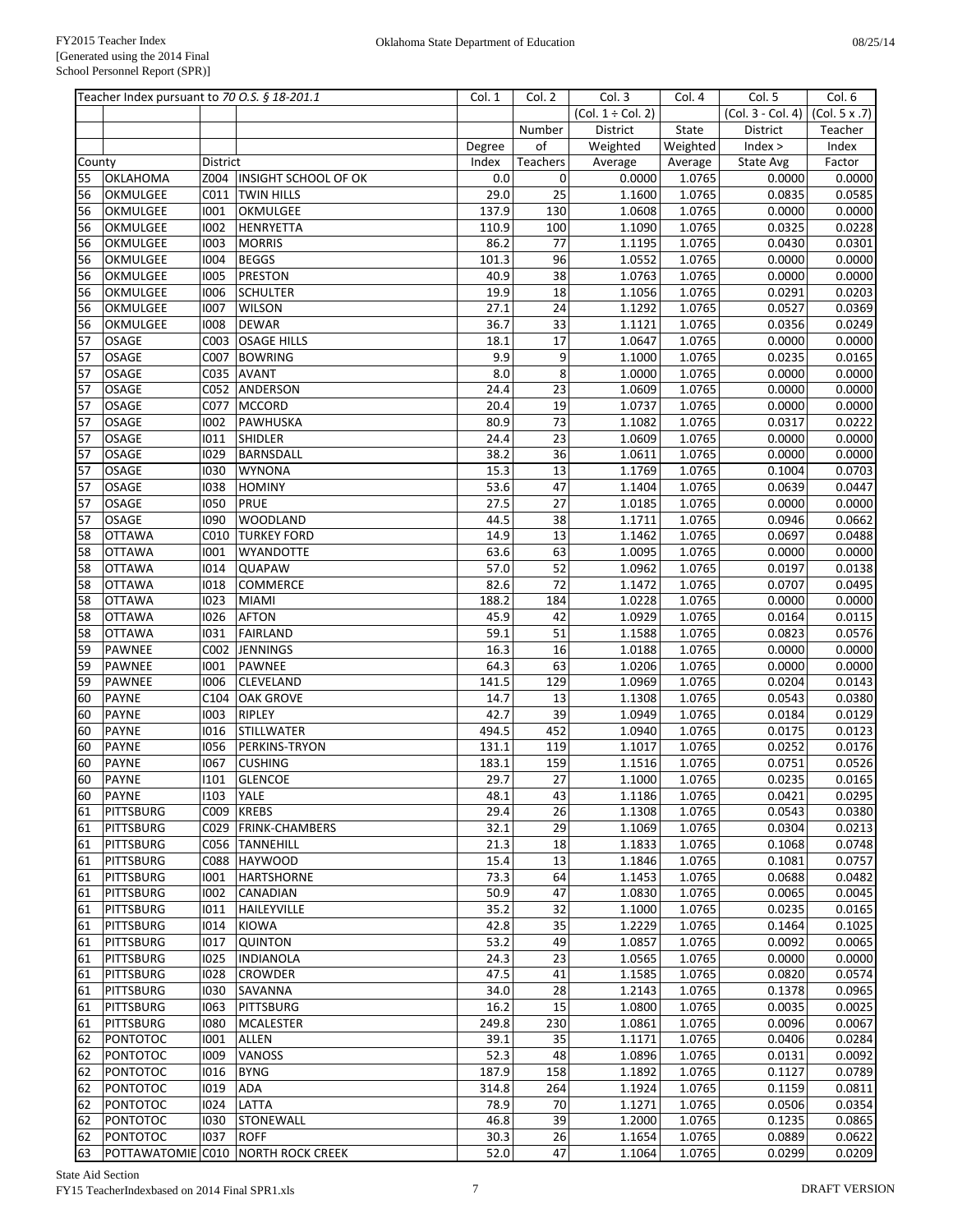| Teacher Index pursuant to *70 O.S. § 18-201.1* | | | | Col. 1 | Col. 2 | Col. 3 | Col. 4 | Col. 5 | Col. 6 |
|---|---|---|---|---|---|---|---|---|---|
| | | | | | | (Col. 1 ÷ Col. 2) | | (Col. 3 - Col. 4) | (Col. 5 x .7) |
| | | | | | Number | District | State | District | Teacher |
| | | | | Degree | of | Weighted | Weighted | Index > | Index |
| County | | District | | Index | Teachers | Average | Average | State Avg | Factor |
| 55 | OKLAHOMA | Z004 | INSIGHT SCHOOL OF OK | 0.0 | 0 | 0.0000 | 1.0765 | 0.0000 | 0.0000 |
| 56 | OKMULGEE | C011 | TWIN HILLS | 29.0 | 25 | 1.1600 | 1.0765 | 0.0835 | 0.0585 |
| 56 | OKMULGEE | I001 | OKMULGEE | 137.9 | 130 | 1.0608 | 1.0765 | 0.0000 | 0.0000 |
| 56 | OKMULGEE | I002 | HENRYETTA | 110.9 | 100 | 1.1090 | 1.0765 | 0.0325 | 0.0228 |
| 56 | OKMULGEE | I003 | MORRIS | 86.2 | 77 | 1.1195 | 1.0765 | 0.0430 | 0.0301 |
| 56 | OKMULGEE | I004 | BEGGS | 101.3 | 96 | 1.0552 | 1.0765 | 0.0000 | 0.0000 |
| 56 | OKMULGEE | I005 | PRESTON | 40.9 | 38 | 1.0763 | 1.0765 | 0.0000 | 0.0000 |
| 56 | OKMULGEE | I006 | SCHULTER | 19.9 | 18 | 1.1056 | 1.0765 | 0.0291 | 0.0203 |
| 56 | OKMULGEE | I007 | WILSON | 27.1 | 24 | 1.1292 | 1.0765 | 0.0527 | 0.0369 |
| 56 | OKMULGEE | I008 | DEWAR | 36.7 | 33 | 1.1121 | 1.0765 | 0.0356 | 0.0249 |
| 57 | OSAGE | C003 | OSAGE HILLS | 18.1 | 17 | 1.0647 | 1.0765 | 0.0000 | 0.0000 |
| 57 | OSAGE | C007 | BOWRING | 9.9 | 9 | 1.1000 | 1.0765 | 0.0235 | 0.0165 |
| 57 | OSAGE | C035 | AVANT | 8.0 | 8 | 1.0000 | 1.0765 | 0.0000 | 0.0000 |
| 57 | OSAGE | C052 | ANDERSON | 24.4 | 23 | 1.0609 | 1.0765 | 0.0000 | 0.0000 |
| 57 | OSAGE | C077 | MCCORD | 20.4 | 19 | 1.0737 | 1.0765 | 0.0000 | 0.0000 |
| 57 | OSAGE | I002 | PAWHUSKA | 80.9 | 73 | 1.1082 | 1.0765 | 0.0317 | 0.0222 |
| 57 | OSAGE | I011 | SHIDLER | 24.4 | 23 | 1.0609 | 1.0765 | 0.0000 | 0.0000 |
| 57 | OSAGE | I029 | BARNSDALL | 38.2 | 36 | 1.0611 | 1.0765 | 0.0000 | 0.0000 |
| 57 | OSAGE | I030 | WYNONA | 15.3 | 13 | 1.1769 | 1.0765 | 0.1004 | 0.0703 |
| 57 | OSAGE | I038 | HOMINY | 53.6 | 47 | 1.1404 | 1.0765 | 0.0639 | 0.0447 |
| 57 | OSAGE | I050 | PRUE | 27.5 | 27 | 1.0185 | 1.0765 | 0.0000 | 0.0000 |
| 57 | OSAGE | I090 | WOODLAND | 44.5 | 38 | 1.1711 | 1.0765 | 0.0946 | 0.0662 |
| 58 | OTTAWA | C010 | TURKEY FORD | 14.9 | 13 | 1.1462 | 1.0765 | 0.0697 | 0.0488 |
| 58 | OTTAWA | I001 | WYANDOTTE | 63.6 | 63 | 1.0095 | 1.0765 | 0.0000 | 0.0000 |
| 58 | OTTAWA | I014 | QUAPAW | 57.0 | 52 | 1.0962 | 1.0765 | 0.0197 | 0.0138 |
| 58 | OTTAWA | I018 | COMMERCE | 82.6 | 72 | 1.1472 | 1.0765 | 0.0707 | 0.0495 |
| 58 | OTTAWA | I023 | MIAMI | 188.2 | 184 | 1.0228 | 1.0765 | 0.0000 | 0.0000 |
| 58 | OTTAWA | I026 | AFTON | 45.9 | 42 | 1.0929 | 1.0765 | 0.0164 | 0.0115 |
| 58 | OTTAWA | I031 | FAIRLAND | 59.1 | 51 | 1.1588 | 1.0765 | 0.0823 | 0.0576 |
| 59 | PAWNEE | C002 | JENNINGS | 16.3 | 16 | 1.0188 | 1.0765 | 0.0000 | 0.0000 |
| 59 | PAWNEE | I001 | PAWNEE | 64.3 | 63 | 1.0206 | 1.0765 | 0.0000 | 0.0000 |
| 59 | PAWNEE | I006 | CLEVELAND | 141.5 | 129 | 1.0969 | 1.0765 | 0.0204 | 0.0143 |
| 60 | PAYNE | C104 | OAK GROVE | 14.7 | 13 | 1.1308 | 1.0765 | 0.0543 | 0.0380 |
| 60 | PAYNE | I003 | RIPLEY | 42.7 | 39 | 1.0949 | 1.0765 | 0.0184 | 0.0129 |
| 60 | PAYNE | I016 | STILLWATER | 494.5 | 452 | 1.0940 | 1.0765 | 0.0175 | 0.0123 |
| 60 | PAYNE | I056 | PERKINS-TRYON | 131.1 | 119 | 1.1017 | 1.0765 | 0.0252 | 0.0176 |
| 60 | PAYNE | I067 | CUSHING | 183.1 | 159 | 1.1516 | 1.0765 | 0.0751 | 0.0526 |
| 60 | PAYNE | I101 | GLENCOE | 29.7 | 27 | 1.1000 | 1.0765 | 0.0235 | 0.0165 |
| 60 | PAYNE | I103 | YALE | 48.1 | 43 | 1.1186 | 1.0765 | 0.0421 | 0.0295 |
| 61 | PITTSBURG | C009 | KREBS | 29.4 | 26 | 1.1308 | 1.0765 | 0.0543 | 0.0380 |
| 61 | PITTSBURG | C029 | FRINK-CHAMBERS | 32.1 | 29 | 1.1069 | 1.0765 | 0.0304 | 0.0213 |
| 61 | PITTSBURG | C056 | TANNEHILL | 21.3 | 18 | 1.1833 | 1.0765 | 0.1068 | 0.0748 |
| 61 | PITTSBURG | C088 | HAYWOOD | 15.4 | 13 | 1.1846 | 1.0765 | 0.1081 | 0.0757 |
| 61 | PITTSBURG | I001 | HARTSHORNE | 73.3 | 64 | 1.1453 | 1.0765 | 0.0688 | 0.0482 |
| 61 | PITTSBURG | I002 | CANADIAN | 50.9 | 47 | 1.0830 | 1.0765 | 0.0065 | 0.0045 |
| 61 | PITTSBURG | I011 | HAILEYVILLE | 35.2 | 32 | 1.1000 | 1.0765 | 0.0235 | 0.0165 |
| 61 | PITTSBURG | I014 | KIOWA | 42.8 | 35 | 1.2229 | 1.0765 | 0.1464 | 0.1025 |
| 61 | PITTSBURG | I017 | QUINTON | 53.2 | 49 | 1.0857 | 1.0765 | 0.0092 | 0.0065 |
| 61 | PITTSBURG | I025 | INDIANOLA | 24.3 | 23 | 1.0565 | 1.0765 | 0.0000 | 0.0000 |
| 61 | PITTSBURG | I028 | CROWDER | 47.5 | 41 | 1.1585 | 1.0765 | 0.0820 | 0.0574 |
| 61 | PITTSBURG | I030 | SAVANNA | 34.0 | 28 | 1.2143 | 1.0765 | 0.1378 | 0.0965 |
| 61 | PITTSBURG | I063 | PITTSBURG | 16.2 | 15 | 1.0800 | 1.0765 | 0.0035 | 0.0025 |
| 61 | PITTSBURG | I080 | MCALESTER | 249.8 | 230 | 1.0861 | 1.0765 | 0.0096 | 0.0067 |
| 62 | PONTOTOC | I001 | ALLEN | 39.1 | 35 | 1.1171 | 1.0765 | 0.0406 | 0.0284 |
| 62 | PONTOTOC | I009 | VANOSS | 52.3 | 48 | 1.0896 | 1.0765 | 0.0131 | 0.0092 |
| 62 | PONTOTOC | I016 | BYNG | 187.9 | 158 | 1.1892 | 1.0765 | 0.1127 | 0.0789 |
| 62 | PONTOTOC | I019 | ADA | 314.8 | 264 | 1.1924 | 1.0765 | 0.1159 | 0.0811 |
| 62 | PONTOTOC | I024 | LATTA | 78.9 | 70 | 1.1271 | 1.0765 | 0.0506 | 0.0354 |
| 62 | PONTOTOC | I030 | STONEWALL | 46.8 | 39 | 1.2000 | 1.0765 | 0.1235 | 0.0865 |
| 62 | PONTOTOC | I037 | ROFF | 30.3 | 26 | 1.1654 | 1.0765 | 0.0889 | 0.0622 |
| 63 | POTTAWATOMIE | C010 | NORTH ROCK CREEK | 52.0 | 47 | 1.1064 | 1.0765 | 0.0299 | 0.0209 |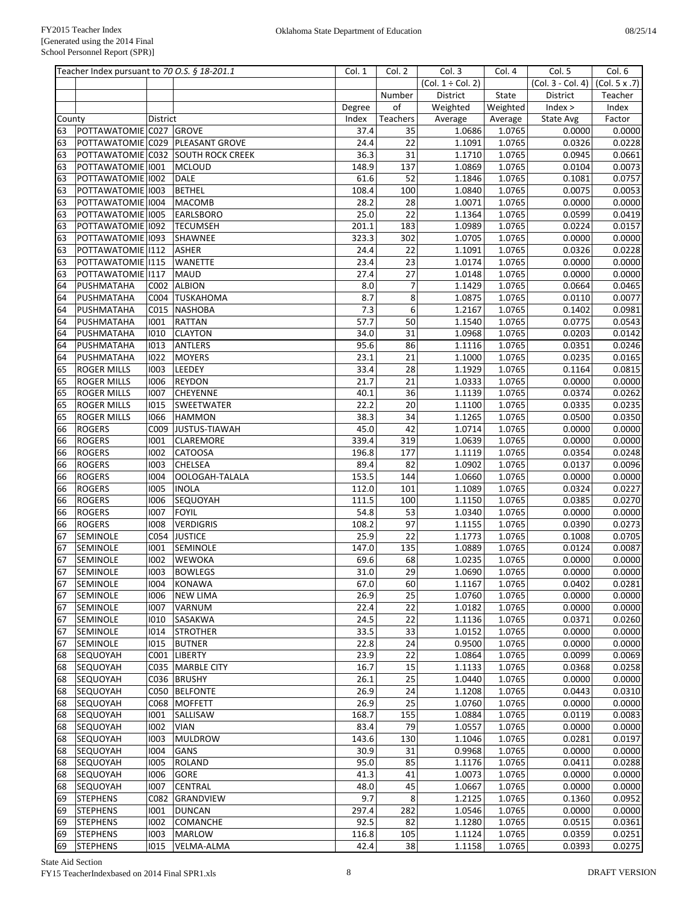| Teacher Index pursuant to *70 O.S. § 18-201.1* | | | | Col. 1 | Col. 2 | Col. 3 | Col. 4 | Col. 5 | Col. 6 |
|---|---|---|---|---|---|---|---|---|---|
| | | | | | | (Col. 1 ÷ Col. 2) | | (Col. 3 - Col. 4) | (Col. 5 x .7) |
| | | | | | Number | District | State | District | Teacher |
| | | | | Degree | of | Weighted | Weighted | Index > | Index |
| County | | District | | Index | Teachers | Average | Average | State Avg | Factor |
| 63 | POTTAWATOMIE | C027 | GROVE | 37.4 | 35 | 1.0686 | 1.0765 | 0.0000 | 0.0000 |
| 63 | POTTAWATOMIE | C029 | PLEASANT GROVE | 24.4 | 22 | 1.1091 | 1.0765 | 0.0326 | 0.0228 |
| 63 | POTTAWATOMIE | C032 | SOUTH ROCK CREEK | 36.3 | 31 | 1.1710 | 1.0765 | 0.0945 | 0.0661 |
| 63 | POTTAWATOMIE | I001 | MCLOUD | 148.9 | 137 | 1.0869 | 1.0765 | 0.0104 | 0.0073 |
| 63 | POTTAWATOMIE | I002 | DALE | 61.6 | 52 | 1.1846 | 1.0765 | 0.1081 | 0.0757 |
| 63 | POTTAWATOMIE | I003 | BETHEL | 108.4 | 100 | 1.0840 | 1.0765 | 0.0075 | 0.0053 |
| 63 | POTTAWATOMIE | I004 | MACOMB | 28.2 | 28 | 1.0071 | 1.0765 | 0.0000 | 0.0000 |
| 63 | POTTAWATOMIE | I005 | EARLSBORO | 25.0 | 22 | 1.1364 | 1.0765 | 0.0599 | 0.0419 |
| 63 | POTTAWATOMIE | I092 | TECUMSEH | 201.1 | 183 | 1.0989 | 1.0765 | 0.0224 | 0.0157 |
| 63 | POTTAWATOMIE | I093 | SHAWNEE | 323.3 | 302 | 1.0705 | 1.0765 | 0.0000 | 0.0000 |
| 63 | POTTAWATOMIE | I112 | ASHER | 24.4 | 22 | 1.1091 | 1.0765 | 0.0326 | 0.0228 |
| 63 | POTTAWATOMIE | I115 | WANETTE | 23.4 | 23 | 1.0174 | 1.0765 | 0.0000 | 0.0000 |
| 63 | POTTAWATOMIE | I117 | MAUD | 27.4 | 27 | 1.0148 | 1.0765 | 0.0000 | 0.0000 |
| 64 | PUSHMATAHA | C002 | ALBION | 8.0 | 7 | 1.1429 | 1.0765 | 0.0664 | 0.0465 |
| 64 | PUSHMATAHA | C004 | TUSKAHOMA | 8.7 | 8 | 1.0875 | 1.0765 | 0.0110 | 0.0077 |
| 64 | PUSHMATAHA | C015 | NASHOBA | 7.3 | 6 | 1.2167 | 1.0765 | 0.1402 | 0.0981 |
| 64 | PUSHMATAHA | I001 | RATTAN | 57.7 | 50 | 1.1540 | 1.0765 | 0.0775 | 0.0543 |
| 64 | PUSHMATAHA | I010 | CLAYTON | 34.0 | 31 | 1.0968 | 1.0765 | 0.0203 | 0.0142 |
| 64 | PUSHMATAHA | I013 | ANTLERS | 95.6 | 86 | 1.1116 | 1.0765 | 0.0351 | 0.0246 |
| 64 | PUSHMATAHA | I022 | MOYERS | 23.1 | 21 | 1.1000 | 1.0765 | 0.0235 | 0.0165 |
| 65 | ROGER MILLS | I003 | LEEDEY | 33.4 | 28 | 1.1929 | 1.0765 | 0.1164 | 0.0815 |
| 65 | ROGER MILLS | I006 | REYDON | 21.7 | 21 | 1.0333 | 1.0765 | 0.0000 | 0.0000 |
| 65 | ROGER MILLS | I007 | CHEYENNE | 40.1 | 36 | 1.1139 | 1.0765 | 0.0374 | 0.0262 |
| 65 | ROGER MILLS | I015 | SWEETWATER | 22.2 | 20 | 1.1100 | 1.0765 | 0.0335 | 0.0235 |
| 65 | ROGER MILLS | I066 | HAMMON | 38.3 | 34 | 1.1265 | 1.0765 | 0.0500 | 0.0350 |
| 66 | ROGERS | C009 | JUSTUS-TIAWAH | 45.0 | 42 | 1.0714 | 1.0765 | 0.0000 | 0.0000 |
| 66 | ROGERS | I001 | CLAREMORE | 339.4 | 319 | 1.0639 | 1.0765 | 0.0000 | 0.0000 |
| 66 | ROGERS | I002 | CATOOSA | 196.8 | 177 | 1.1119 | 1.0765 | 0.0354 | 0.0248 |
| 66 | ROGERS | I003 | CHELSEA | 89.4 | 82 | 1.0902 | 1.0765 | 0.0137 | 0.0096 |
| 66 | ROGERS | I004 | OOLOGAH-TALALA | 153.5 | 144 | 1.0660 | 1.0765 | 0.0000 | 0.0000 |
| 66 | ROGERS | I005 | INOLA | 112.0 | 101 | 1.1089 | 1.0765 | 0.0324 | 0.0227 |
| 66 | ROGERS | I006 | SEQUOYAH | 111.5 | 100 | 1.1150 | 1.0765 | 0.0385 | 0.0270 |
| 66 | ROGERS | I007 | FOYIL | 54.8 | 53 | 1.0340 | 1.0765 | 0.0000 | 0.0000 |
| 66 | ROGERS | I008 | VERDIGRIS | 108.2 | 97 | 1.1155 | 1.0765 | 0.0390 | 0.0273 |
| 67 | SEMINOLE | C054 | JUSTICE | 25.9 | 22 | 1.1773 | 1.0765 | 0.1008 | 0.0705 |
| 67 | SEMINOLE | I001 | SEMINOLE | 147.0 | 135 | 1.0889 | 1.0765 | 0.0124 | 0.0087 |
| 67 | SEMINOLE | I002 | WEWOKA | 69.6 | 68 | 1.0235 | 1.0765 | 0.0000 | 0.0000 |
| 67 | SEMINOLE | I003 | BOWLEGS | 31.0 | 29 | 1.0690 | 1.0765 | 0.0000 | 0.0000 |
| 67 | SEMINOLE | I004 | KONAWA | 67.0 | 60 | 1.1167 | 1.0765 | 0.0402 | 0.0281 |
| 67 | SEMINOLE | I006 | NEW LIMA | 26.9 | 25 | 1.0760 | 1.0765 | 0.0000 | 0.0000 |
| 67 | SEMINOLE | I007 | VARNUM | 22.4 | 22 | 1.0182 | 1.0765 | 0.0000 | 0.0000 |
| 67 | SEMINOLE | I010 | SASAKWA | 24.5 | 22 | 1.1136 | 1.0765 | 0.0371 | 0.0260 |
| 67 | SEMINOLE | I014 | STROTHER | 33.5 | 33 | 1.0152 | 1.0765 | 0.0000 | 0.0000 |
| 67 | SEMINOLE | I015 | BUTNER | 22.8 | 24 | 0.9500 | 1.0765 | 0.0000 | 0.0000 |
| 68 | SEQUOYAH | C001 | LIBERTY | 23.9 | 22 | 1.0864 | 1.0765 | 0.0099 | 0.0069 |
| 68 | SEQUOYAH | C035 | MARBLE CITY | 16.7 | 15 | 1.1133 | 1.0765 | 0.0368 | 0.0258 |
| 68 | SEQUOYAH | C036 | BRUSHY | 26.1 | 25 | 1.0440 | 1.0765 | 0.0000 | 0.0000 |
| 68 | SEQUOYAH | C050 | BELFONTE | 26.9 | 24 | 1.1208 | 1.0765 | 0.0443 | 0.0310 |
| 68 | SEQUOYAH | C068 | MOFFETT | 26.9 | 25 | 1.0760 | 1.0765 | 0.0000 | 0.0000 |
| 68 | SEQUOYAH | I001 | SALLISAW | 168.7 | 155 | 1.0884 | 1.0765 | 0.0119 | 0.0083 |
| 68 | SEQUOYAH | I002 | VIAN | 83.4 | 79 | 1.0557 | 1.0765 | 0.0000 | 0.0000 |
| 68 | SEQUOYAH | I003 | MULDROW | 143.6 | 130 | 1.1046 | 1.0765 | 0.0281 | 0.0197 |
| 68 | SEQUOYAH | I004 | GANS | 30.9 | 31 | 0.9968 | 1.0765 | 0.0000 | 0.0000 |
| 68 | SEQUOYAH | I005 | ROLAND | 95.0 | 85 | 1.1176 | 1.0765 | 0.0411 | 0.0288 |
| 68 | SEQUOYAH | I006 | GORE | 41.3 | 41 | 1.0073 | 1.0765 | 0.0000 | 0.0000 |
| 68 | SEQUOYAH | I007 | CENTRAL | 48.0 | 45 | 1.0667 | 1.0765 | 0.0000 | 0.0000 |
| 69 | STEPHENS | C082 | GRANDVIEW | 9.7 | 8 | 1.2125 | 1.0765 | 0.1360 | 0.0952 |
| 69 | STEPHENS | I001 | DUNCAN | 297.4 | 282 | 1.0546 | 1.0765 | 0.0000 | 0.0000 |
| 69 | STEPHENS | I002 | COMANCHE | 92.5 | 82 | 1.1280 | 1.0765 | 0.0515 | 0.0361 |
| 69 | STEPHENS | I003 | MARLOW | 116.8 | 105 | 1.1124 | 1.0765 | 0.0359 | 0.0251 |
| 69 | STEPHENS | I015 | VELMA-ALMA | 42.4 | 38 | 1.1158 | 1.0765 | 0.0393 | 0.0275 |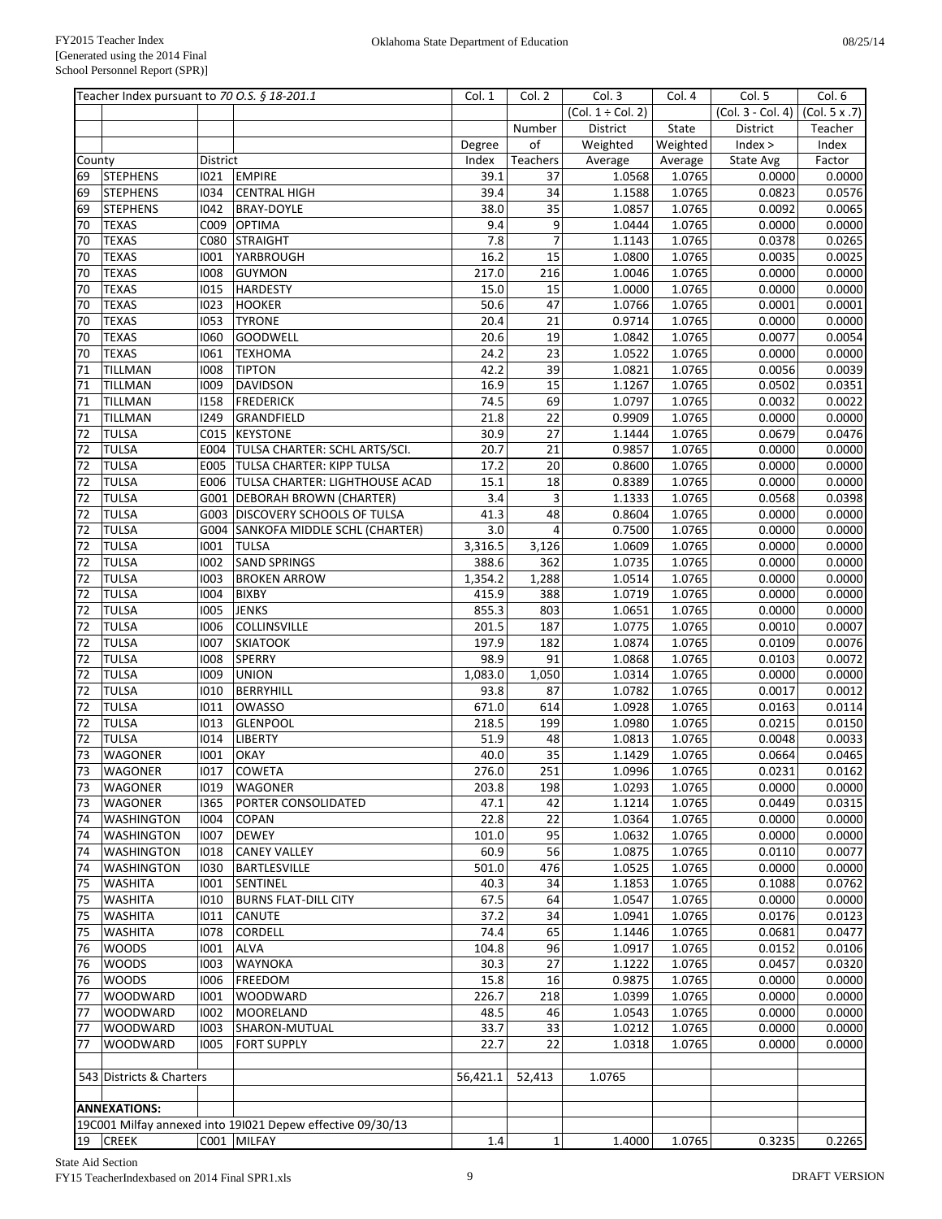| Teacher Index pursuant to *70 O.S. § 18-201.1* | | | | Col. 1 | Col. 2 | Col. 3 | Col. 4 | Col. 5 | Col. 6 |
|---|---|---|---|---|---|---|---|---|---|
| | | | | | | (Col. 1 ÷ Col. 2) | | (Col. 3 - Col. 4) | (Col. 5 x .7) |
| | | | | | Number | District | State | District | Teacher |
| | | | | Degree | of | Weighted | Weighted | Index > | Index |
| County | | District | | Index | Teachers | Average | Average | State Avg | Factor |
| 69 | STEPHENS | I021 | EMPIRE | 39.1 | 37 | 1.0568 | 1.0765 | 0.0000 | 0.0000 |
| 69 | STEPHENS | I034 | CENTRAL HIGH | 39.4 | 34 | 1.1588 | 1.0765 | 0.0823 | 0.0576 |
| 69 | STEPHENS | I042 | BRAY-DOYLE | 38.0 | 35 | 1.0857 | 1.0765 | 0.0092 | 0.0065 |
| 70 | TEXAS | C009 | OPTIMA | 9.4 | 9 | 1.0444 | 1.0765 | 0.0000 | 0.0000 |
| 70 | TEXAS | C080 | STRAIGHT | 7.8 | 7 | 1.1143 | 1.0765 | 0.0378 | 0.0265 |
| 70 | TEXAS | I001 | YARBROUGH | 16.2 | 15 | 1.0800 | 1.0765 | 0.0035 | 0.0025 |
| 70 | TEXAS | I008 | GUYMON | 217.0 | 216 | 1.0046 | 1.0765 | 0.0000 | 0.0000 |
| 70 | TEXAS | I015 | HARDESTY | 15.0 | 15 | 1.0000 | 1.0765 | 0.0000 | 0.0000 |
| 70 | TEXAS | I023 | HOOKER | 50.6 | 47 | 1.0766 | 1.0765 | 0.0001 | 0.0001 |
| 70 | TEXAS | I053 | TYRONE | 20.4 | 21 | 0.9714 | 1.0765 | 0.0000 | 0.0000 |
| 70 | TEXAS | I060 | GOODWELL | 20.6 | 19 | 1.0842 | 1.0765 | 0.0077 | 0.0054 |
| 70 | TEXAS | I061 | TEXHOMA | 24.2 | 23 | 1.0522 | 1.0765 | 0.0000 | 0.0000 |
| 71 | TILLMAN | I008 | TIPTON | 42.2 | 39 | 1.0821 | 1.0765 | 0.0056 | 0.0039 |
| 71 | TILLMAN | I009 | DAVIDSON | 16.9 | 15 | 1.1267 | 1.0765 | 0.0502 | 0.0351 |
| 71 | TILLMAN | I158 | FREDERICK | 74.5 | 69 | 1.0797 | 1.0765 | 0.0032 | 0.0022 |
| 71 | TILLMAN | I249 | GRANDFIELD | 21.8 | 22 | 0.9909 | 1.0765 | 0.0000 | 0.0000 |
| 72 | TULSA | C015 | KEYSTONE | 30.9 | 27 | 1.1444 | 1.0765 | 0.0679 | 0.0476 |
| 72 | TULSA | E004 | TULSA CHARTER: SCHL ARTS/SCI. | 20.7 | 21 | 0.9857 | 1.0765 | 0.0000 | 0.0000 |
| 72 | TULSA | E005 | TULSA CHARTER: KIPP TULSA | 17.2 | 20 | 0.8600 | 1.0765 | 0.0000 | 0.0000 |
| 72 | TULSA | E006 | TULSA CHARTER: LIGHTHOUSE ACAD | 15.1 | 18 | 0.8389 | 1.0765 | 0.0000 | 0.0000 |
| 72 | TULSA | G001 | DEBORAH BROWN (CHARTER) | 3.4 | 3 | 1.1333 | 1.0765 | 0.0568 | 0.0398 |
| 72 | TULSA | G003 | DISCOVERY SCHOOLS OF TULSA | 41.3 | 48 | 0.8604 | 1.0765 | 0.0000 | 0.0000 |
| 72 | TULSA | G004 | SANKOFA MIDDLE SCHL (CHARTER) | 3.0 | 4 | 0.7500 | 1.0765 | 0.0000 | 0.0000 |
| 72 | TULSA | I001 | TULSA | 3,316.5 | 3,126 | 1.0609 | 1.0765 | 0.0000 | 0.0000 |
| 72 | TULSA | I002 | SAND SPRINGS | 388.6 | 362 | 1.0735 | 1.0765 | 0.0000 | 0.0000 |
| 72 | TULSA | I003 | BROKEN ARROW | 1,354.2 | 1,288 | 1.0514 | 1.0765 | 0.0000 | 0.0000 |
| 72 | TULSA | I004 | BIXBY | 415.9 | 388 | 1.0719 | 1.0765 | 0.0000 | 0.0000 |
| 72 | TULSA | I005 | JENKS | 855.3 | 803 | 1.0651 | 1.0765 | 0.0000 | 0.0000 |
| 72 | TULSA | I006 | COLLINSVILLE | 201.5 | 187 | 1.0775 | 1.0765 | 0.0010 | 0.0007 |
| 72 | TULSA | I007 | SKIATOOK | 197.9 | 182 | 1.0874 | 1.0765 | 0.0109 | 0.0076 |
| 72 | TULSA | I008 | SPERRY | 98.9 | 91 | 1.0868 | 1.0765 | 0.0103 | 0.0072 |
| 72 | TULSA | I009 | UNION | 1,083.0 | 1,050 | 1.0314 | 1.0765 | 0.0000 | 0.0000 |
| 72 | TULSA | I010 | BERRYHILL | 93.8 | 87 | 1.0782 | 1.0765 | 0.0017 | 0.0012 |
| 72 | TULSA | I011 | OWASSO | 671.0 | 614 | 1.0928 | 1.0765 | 0.0163 | 0.0114 |
| 72 | TULSA | I013 | GLENPOOL | 218.5 | 199 | 1.0980 | 1.0765 | 0.0215 | 0.0150 |
| 72 | TULSA | I014 | LIBERTY | 51.9 | 48 | 1.0813 | 1.0765 | 0.0048 | 0.0033 |
| 73 | WAGONER | I001 | OKAY | 40.0 | 35 | 1.1429 | 1.0765 | 0.0664 | 0.0465 |
| 73 | WAGONER | I017 | COWETA | 276.0 | 251 | 1.0996 | 1.0765 | 0.0231 | 0.0162 |
| 73 | WAGONER | I019 | WAGONER | 203.8 | 198 | 1.0293 | 1.0765 | 0.0000 | 0.0000 |
| 73 | WAGONER | I365 | PORTER CONSOLIDATED | 47.1 | 42 | 1.1214 | 1.0765 | 0.0449 | 0.0315 |
| 74 | WASHINGTON | I004 | COPAN | 22.8 | 22 | 1.0364 | 1.0765 | 0.0000 | 0.0000 |
| 74 | WASHINGTON | I007 | DEWEY | 101.0 | 95 | 1.0632 | 1.0765 | 0.0000 | 0.0000 |
| 74 | WASHINGTON | I018 | CANEY VALLEY | 60.9 | 56 | 1.0875 | 1.0765 | 0.0110 | 0.0077 |
| 74 | WASHINGTON | I030 | BARTLESVILLE | 501.0 | 476 | 1.0525 | 1.0765 | 0.0000 | 0.0000 |
| 75 | WASHITA | I001 | SENTINEL | 40.3 | 34 | 1.1853 | 1.0765 | 0.1088 | 0.0762 |
| 75 | WASHITA | I010 | BURNS FLAT-DILL CITY | 67.5 | 64 | 1.0547 | 1.0765 | 0.0000 | 0.0000 |
| 75 | WASHITA | I011 | CANUTE | 37.2 | 34 | 1.0941 | 1.0765 | 0.0176 | 0.0123 |
| 75 | WASHITA | I078 | CORDELL | 74.4 | 65 | 1.1446 | 1.0765 | 0.0681 | 0.0477 |
| 76 | WOODS | I001 | ALVA | 104.8 | 96 | 1.0917 | 1.0765 | 0.0152 | 0.0106 |
| 76 | WOODS | I003 | WAYNOKA | 30.3 | 27 | 1.1222 | 1.0765 | 0.0457 | 0.0320 |
| 76 | WOODS | I006 | FREEDOM | 15.8 | 16 | 0.9875 | 1.0765 | 0.0000 | 0.0000 |
| 77 | WOODWARD | I001 | WOODWARD | 226.7 | 218 | 1.0399 | 1.0765 | 0.0000 | 0.0000 |
| 77 | WOODWARD | I002 | MOORELAND | 48.5 | 46 | 1.0543 | 1.0765 | 0.0000 | 0.0000 |
| 77 | WOODWARD | I003 | SHARON-MUTUAL | 33.7 | 33 | 1.0212 | 1.0765 | 0.0000 | 0.0000 |
| 77 | WOODWARD | I005 | FORT SUPPLY | 22.7 | 22 | 1.0318 | 1.0765 | 0.0000 | 0.0000 |
| | | | | | | | | | |
| 543 | Districts & Charters | | | 56,421.1 | 52,413 | 1.0765 | | | |
| | | | | | | | | | |
| | **ANNEXATIONS:** | | | | | | | | |
| 19C001 Milfay annexed into 19I021 Depew effective 09/30/13 | | | | | | | | | |
| 19 | CREEK | C001 | MILFAY | 1.4 | 1 | 1.4000 | 1.0765 | 0.3235 | 0.2265 |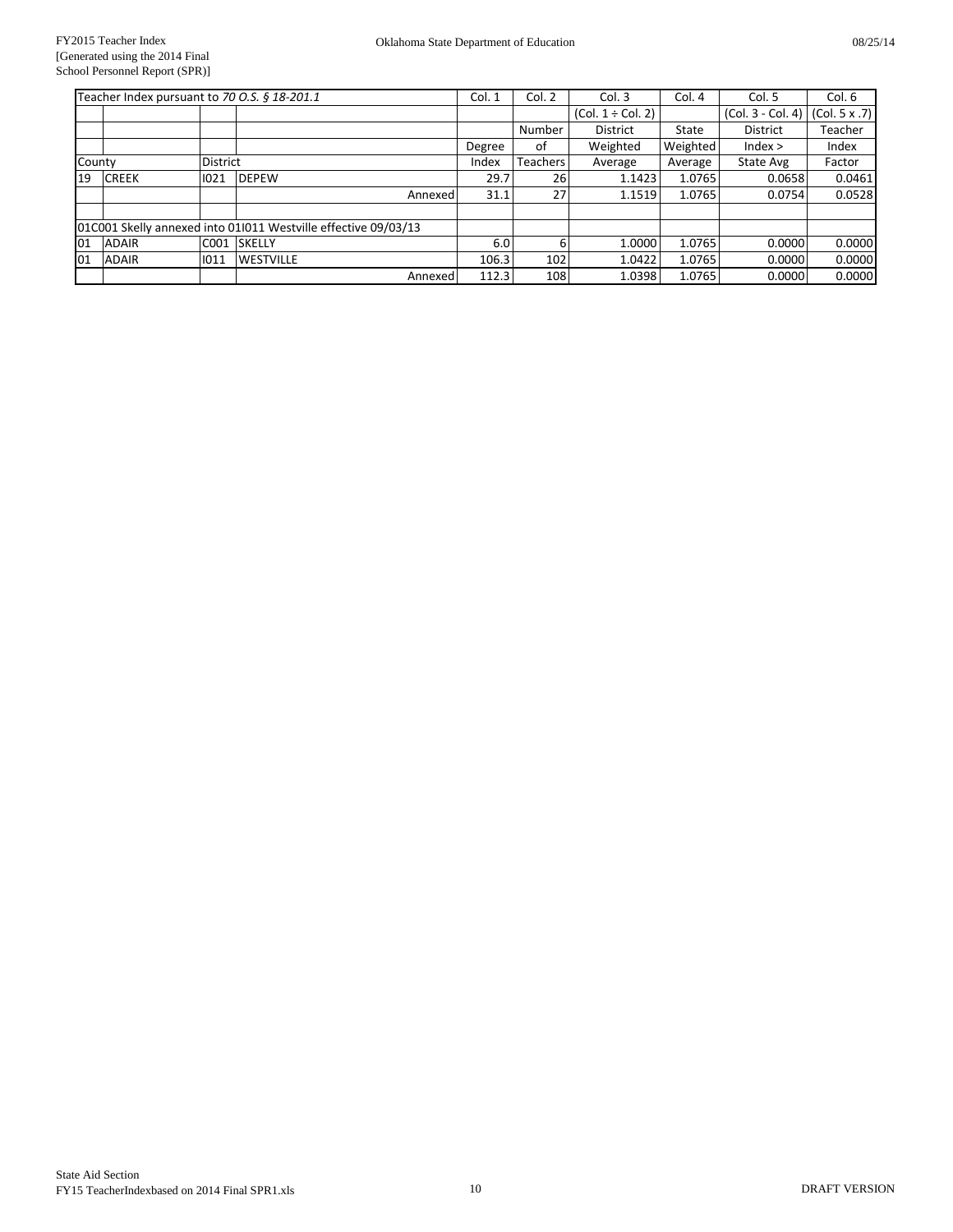| Teacher Index pursuant to *70 O.S. § 18-201.1* | | | | Col. 1 | Col. 2 | Col. 3 | Col. 4 | Col. 5 | Col. 6 |
|---|---|---|---|---|---|---|---|---|---|
| | | | | | | (Col. 1 ÷ Col. 2) | | (Col. 3 - Col. 4) | (Col. 5 x .7) |
| | | | | | Number | District | State | District | Teacher |
| | | | | Degree | of | Weighted | Weighted | Index > | Index |
| County | | District | | Index | Teachers | Average | Average | State Avg | Factor |
| 19 | CREEK | I021 | DEPEW | 29.7 | 26 | 1.1423 | 1.0765 | 0.0658 | 0.0461 |
| | | | Annexed | 31.1 | 27 | 1.1519 | 1.0765 | 0.0754 | 0.0528 |
| | | | | | | | | | |
| 01C001 Skelly annexed into 01I011 Westville effective 09/03/13 | | | | | | | | | |
| 01 | ADAIR | C001 | SKELLY | 6.0 | 6 | 1.0000 | 1.0765 | 0.0000 | 0.0000 |
| 01 | ADAIR | I011 | WESTVILLE | 106.3 | 102 | 1.0422 | 1.0765 | 0.0000 | 0.0000 |
| | | | Annexed | 112.3 | 108 | 1.0398 | 1.0765 | 0.0000 | 0.0000 |